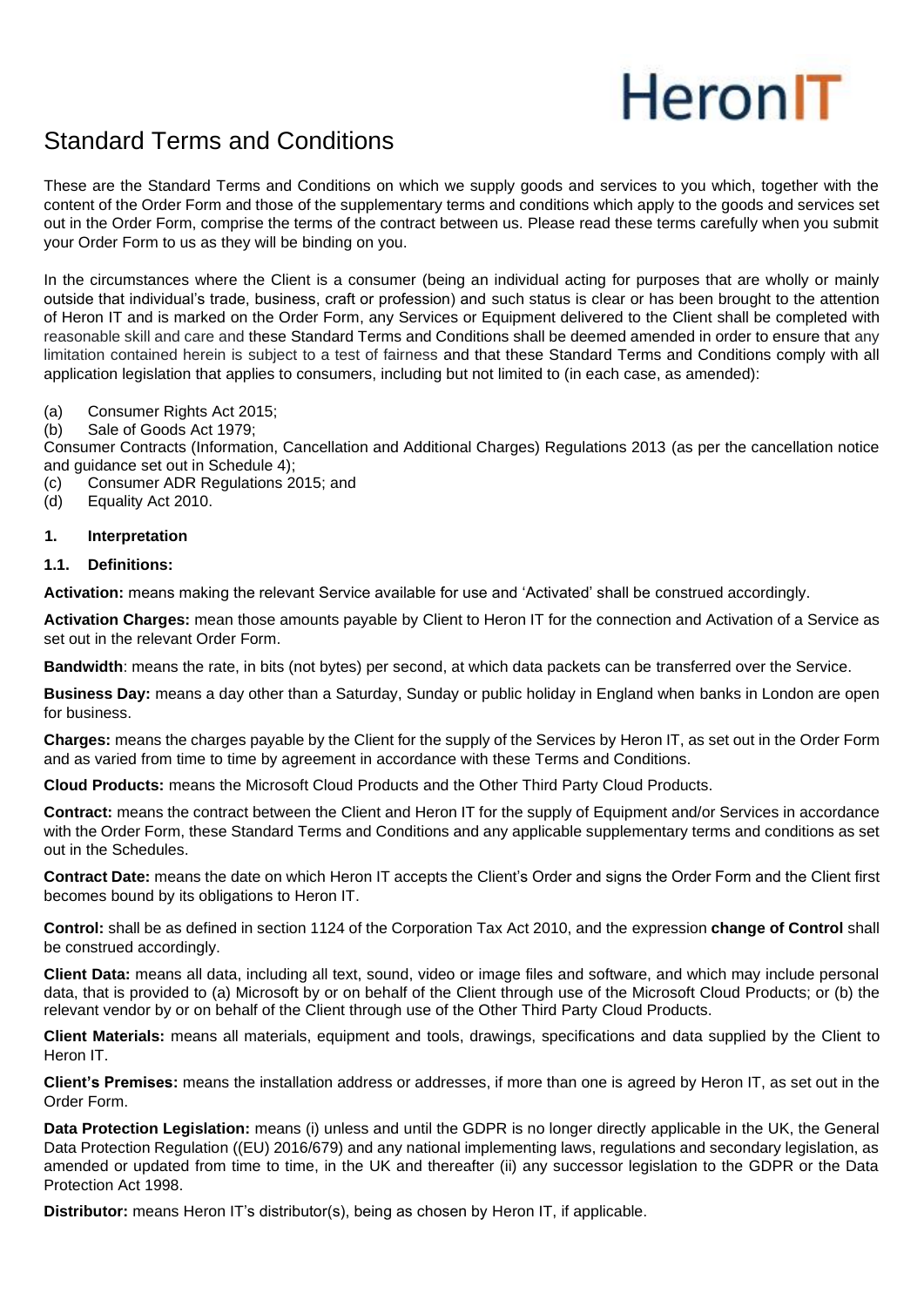HeronIT

# Standard Terms and Conditions

These are the Standard Terms and Conditions on which we supply goods and services to you which, together with the content of the Order Form and those of the supplementary terms and conditions which apply to the goods and services set out in the Order Form, comprise the terms of the contract between us. Please read these terms carefully when you submit your Order Form to us as they will be binding on you.

In the circumstances where the Client is a consumer (being an individual acting for purposes that are wholly or mainly outside that individual's trade, business, craft or profession) and such status is clear or has been brought to the attention of Heron IT and is marked on the Order Form, any Services or Equipment delivered to the Client shall be completed with reasonable skill and care and these Standard Terms and Conditions shall be deemed amended in order to ensure that any limitation contained herein is subject to a test of fairness and that these Standard Terms and Conditions comply with all application legislation that applies to consumers, including but not limited to (in each case, as amended):

(a) Consumer Rights Act 2015;
(b) Sale of Goods Act 1979;
Consumer Contracts (Information, Cancellation and Additional Charges) Regulations 2013 (as per the cancellation notice and guidance set out in Schedule 4);
(c) Consumer ADR Regulations 2015; and
(d) Equality Act 2010.

**1. Interpretation**

**1.1. Definitions:**

**Activation:** means making the relevant Service available for use and 'Activated' shall be construed accordingly.

**Activation Charges:** mean those amounts payable by Client to Heron IT for the connection and Activation of a Service as set out in the relevant Order Form.

**Bandwidth**: means the rate, in bits (not bytes) per second, at which data packets can be transferred over the Service.

**Business Day:** means a day other than a Saturday, Sunday or public holiday in England when banks in London are open for business.

**Charges:** means the charges payable by the Client for the supply of the Services by Heron IT, as set out in the Order Form and as varied from time to time by agreement in accordance with these Terms and Conditions.

**Cloud Products:** means the Microsoft Cloud Products and the Other Third Party Cloud Products.

**Contract:** means the contract between the Client and Heron IT for the supply of Equipment and/or Services in accordance with the Order Form, these Standard Terms and Conditions and any applicable supplementary terms and conditions as set out in the Schedules.

**Contract Date:** means the date on which Heron IT accepts the Client's Order and signs the Order Form and the Client first becomes bound by its obligations to Heron IT.

**Control:** shall be as defined in section 1124 of the Corporation Tax Act 2010, and the expression **change of Control** shall be construed accordingly.

**Client Data:** means all data, including all text, sound, video or image files and software, and which may include personal data, that is provided to (a) Microsoft by or on behalf of the Client through use of the Microsoft Cloud Products; or (b) the relevant vendor by or on behalf of the Client through use of the Other Third Party Cloud Products.

**Client Materials:** means all materials, equipment and tools, drawings, specifications and data supplied by the Client to Heron IT.

**Client's Premises:** means the installation address or addresses, if more than one is agreed by Heron IT, as set out in the Order Form.

**Data Protection Legislation:** means (i) unless and until the GDPR is no longer directly applicable in the UK, the General Data Protection Regulation ((EU) 2016/679) and any national implementing laws, regulations and secondary legislation, as amended or updated from time to time, in the UK and thereafter (ii) any successor legislation to the GDPR or the Data Protection Act 1998.

**Distributor:** means Heron IT's distributor(s), being as chosen by Heron IT, if applicable.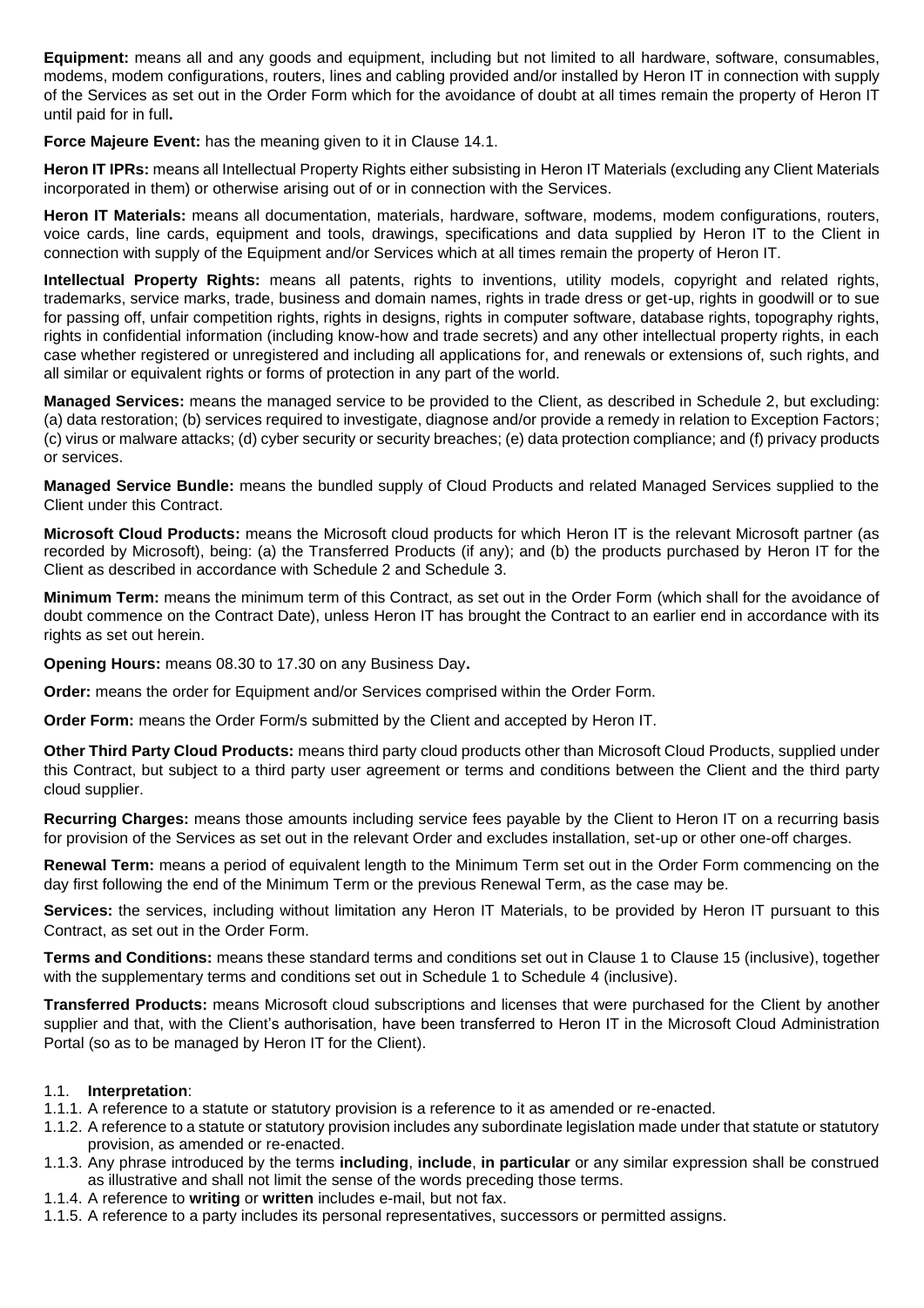**Equipment:** means all and any goods and equipment, including but not limited to all hardware, software, consumables, modems, modem configurations, routers, lines and cabling provided and/or installed by Heron IT in connection with supply of the Services as set out in the Order Form which for the avoidance of doubt at all times remain the property of Heron IT until paid for in full**.**

**Force Majeure Event:** has the meaning given to it in Clause 14.1.

**Heron IT IPRs:** means all Intellectual Property Rights either subsisting in Heron IT Materials (excluding any Client Materials incorporated in them) or otherwise arising out of or in connection with the Services.

**Heron IT Materials:** means all documentation, materials, hardware, software, modems, modem configurations, routers, voice cards, line cards, equipment and tools, drawings, specifications and data supplied by Heron IT to the Client in connection with supply of the Equipment and/or Services which at all times remain the property of Heron IT.

**Intellectual Property Rights:** means all patents, rights to inventions, utility models, copyright and related rights, trademarks, service marks, trade, business and domain names, rights in trade dress or get-up, rights in goodwill or to sue for passing off, unfair competition rights, rights in designs, rights in computer software, database rights, topography rights, rights in confidential information (including know-how and trade secrets) and any other intellectual property rights, in each case whether registered or unregistered and including all applications for, and renewals or extensions of, such rights, and all similar or equivalent rights or forms of protection in any part of the world.

**Managed Services:** means the managed service to be provided to the Client, as described in Schedule 2, but excluding: (a) data restoration; (b) services required to investigate, diagnose and/or provide a remedy in relation to Exception Factors; (c) virus or malware attacks; (d) cyber security or security breaches; (e) data protection compliance; and (f) privacy products or services.

**Managed Service Bundle:** means the bundled supply of Cloud Products and related Managed Services supplied to the Client under this Contract.

**Microsoft Cloud Products:** means the Microsoft cloud products for which Heron IT is the relevant Microsoft partner (as recorded by Microsoft), being: (a) the Transferred Products (if any); and (b) the products purchased by Heron IT for the Client as described in accordance with Schedule 2 and Schedule 3.

**Minimum Term:** means the minimum term of this Contract, as set out in the Order Form (which shall for the avoidance of doubt commence on the Contract Date), unless Heron IT has brought the Contract to an earlier end in accordance with its rights as set out herein.

**Opening Hours:** means 08.30 to 17.30 on any Business Day**.**

**Order:** means the order for Equipment and/or Services comprised within the Order Form.

**Order Form:** means the Order Form/s submitted by the Client and accepted by Heron IT.

**Other Third Party Cloud Products:** means third party cloud products other than Microsoft Cloud Products, supplied under this Contract, but subject to a third party user agreement or terms and conditions between the Client and the third party cloud supplier.

**Recurring Charges:** means those amounts including service fees payable by the Client to Heron IT on a recurring basis for provision of the Services as set out in the relevant Order and excludes installation, set-up or other one-off charges.

**Renewal Term:** means a period of equivalent length to the Minimum Term set out in the Order Form commencing on the day first following the end of the Minimum Term or the previous Renewal Term, as the case may be.

**Services:** the services, including without limitation any Heron IT Materials, to be provided by Heron IT pursuant to this Contract, as set out in the Order Form.

**Terms and Conditions:** means these standard terms and conditions set out in Clause 1 to Clause 15 (inclusive), together with the supplementary terms and conditions set out in Schedule 1 to Schedule 4 (inclusive).

**Transferred Products:** means Microsoft cloud subscriptions and licenses that were purchased for the Client by another supplier and that, with the Client's authorisation, have been transferred to Heron IT in the Microsoft Cloud Administration Portal (so as to be managed by Heron IT for the Client).

1.1. **Interpretation**:

1.1.1. A reference to a statute or statutory provision is a reference to it as amended or re-enacted.

1.1.2. A reference to a statute or statutory provision includes any subordinate legislation made under that statute or statutory provision, as amended or re-enacted.

1.1.3. Any phrase introduced by the terms **including**, **include**, **in particular** or any similar expression shall be construed as illustrative and shall not limit the sense of the words preceding those terms.

1.1.4. A reference to **writing** or **written** includes e-mail, but not fax.

1.1.5. A reference to a party includes its personal representatives, successors or permitted assigns.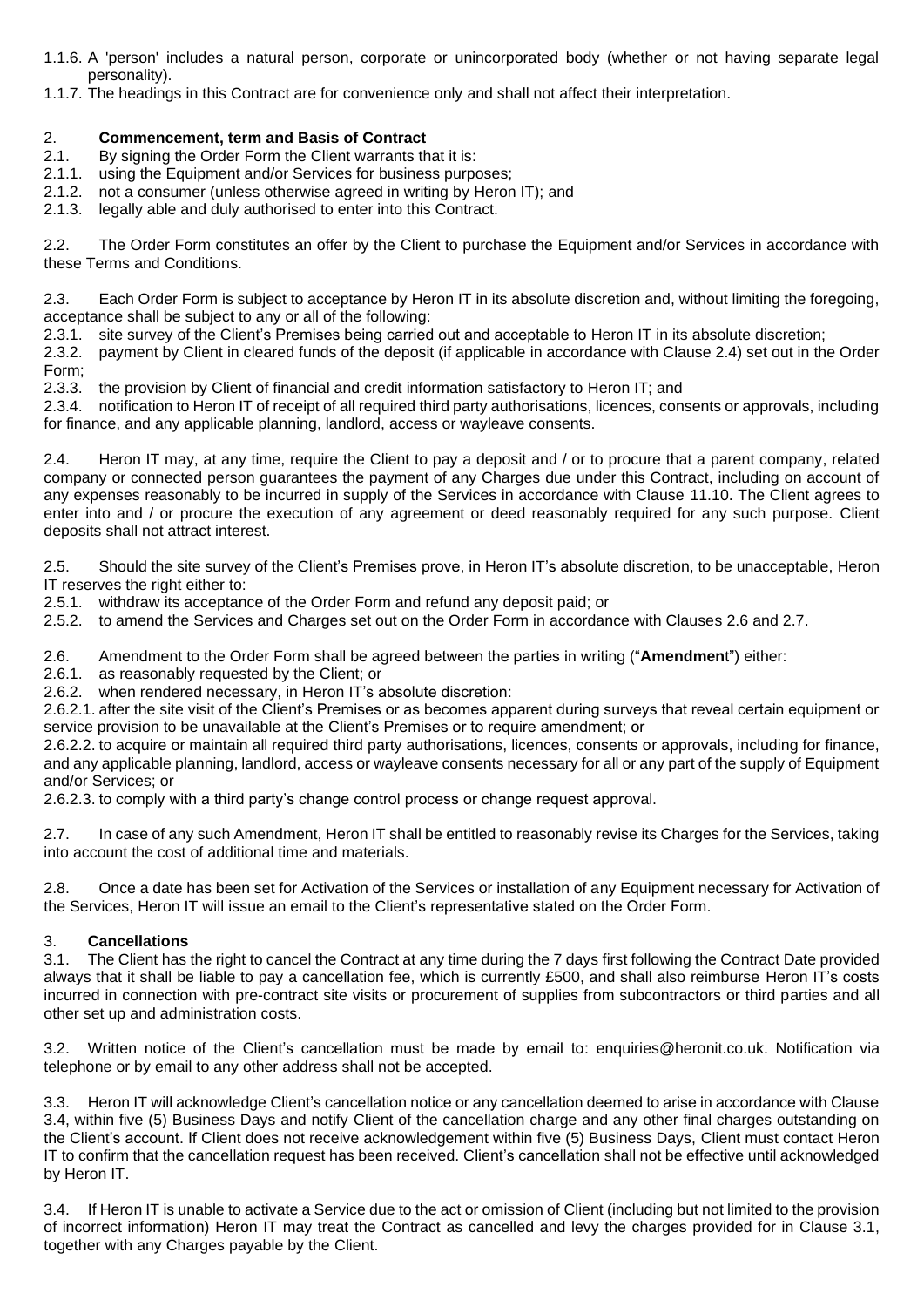1.1.6. A 'person' includes a natural person, corporate or unincorporated body (whether or not having separate legal personality).

1.1.7. The headings in this Contract are for convenience only and shall not affect their interpretation.

## 2. **Commencement, term and Basis of Contract**

2.1. By signing the Order Form the Client warrants that it is:

2.1.1. using the Equipment and/or Services for business purposes;

2.1.2. not a consumer (unless otherwise agreed in writing by Heron IT); and

2.1.3. legally able and duly authorised to enter into this Contract.

2.2. The Order Form constitutes an offer by the Client to purchase the Equipment and/or Services in accordance with these Terms and Conditions.

2.3. Each Order Form is subject to acceptance by Heron IT in its absolute discretion and, without limiting the foregoing, acceptance shall be subject to any or all of the following:

2.3.1. site survey of the Client's Premises being carried out and acceptable to Heron IT in its absolute discretion;

2.3.2. payment by Client in cleared funds of the deposit (if applicable in accordance with Clause 2.4) set out in the Order Form;

2.3.3. the provision by Client of financial and credit information satisfactory to Heron IT; and

2.3.4. notification to Heron IT of receipt of all required third party authorisations, licences, consents or approvals, including for finance, and any applicable planning, landlord, access or wayleave consents.

2.4. Heron IT may, at any time, require the Client to pay a deposit and / or to procure that a parent company, related company or connected person guarantees the payment of any Charges due under this Contract, including on account of any expenses reasonably to be incurred in supply of the Services in accordance with Clause 11.10. The Client agrees to enter into and / or procure the execution of any agreement or deed reasonably required for any such purpose. Client deposits shall not attract interest.

2.5. Should the site survey of the Client's Premises prove, in Heron IT's absolute discretion, to be unacceptable, Heron IT reserves the right either to:

2.5.1. withdraw its acceptance of the Order Form and refund any deposit paid; or

2.5.2. to amend the Services and Charges set out on the Order Form in accordance with Clauses 2.6 and 2.7.

2.6. Amendment to the Order Form shall be agreed between the parties in writing ("**Amendmen**t") either:

2.6.1. as reasonably requested by the Client; or

2.6.2. when rendered necessary, in Heron IT's absolute discretion:

2.6.2.1. after the site visit of the Client's Premises or as becomes apparent during surveys that reveal certain equipment or service provision to be unavailable at the Client's Premises or to require amendment; or

2.6.2.2. to acquire or maintain all required third party authorisations, licences, consents or approvals, including for finance, and any applicable planning, landlord, access or wayleave consents necessary for all or any part of the supply of Equipment and/or Services; or

2.6.2.3. to comply with a third party's change control process or change request approval.

2.7. In case of any such Amendment, Heron IT shall be entitled to reasonably revise its Charges for the Services, taking into account the cost of additional time and materials.

2.8. Once a date has been set for Activation of the Services or installation of any Equipment necessary for Activation of the Services, Heron IT will issue an email to the Client's representative stated on the Order Form.

## 3. **Cancellations**

3.1. The Client has the right to cancel the Contract at any time during the 7 days first following the Contract Date provided always that it shall be liable to pay a cancellation fee, which is currently £500, and shall also reimburse Heron IT's costs incurred in connection with pre-contract site visits or procurement of supplies from subcontractors or third parties and all other set up and administration costs.

3.2. Written notice of the Client's cancellation must be made by email to: enquiries@heronit.co.uk. Notification via telephone or by email to any other address shall not be accepted.

3.3. Heron IT will acknowledge Client's cancellation notice or any cancellation deemed to arise in accordance with Clause 3.4, within five (5) Business Days and notify Client of the cancellation charge and any other final charges outstanding on the Client's account. If Client does not receive acknowledgement within five (5) Business Days, Client must contact Heron IT to confirm that the cancellation request has been received. Client's cancellation shall not be effective until acknowledged by Heron IT.

3.4. If Heron IT is unable to activate a Service due to the act or omission of Client (including but not limited to the provision of incorrect information) Heron IT may treat the Contract as cancelled and levy the charges provided for in Clause 3.1, together with any Charges payable by the Client.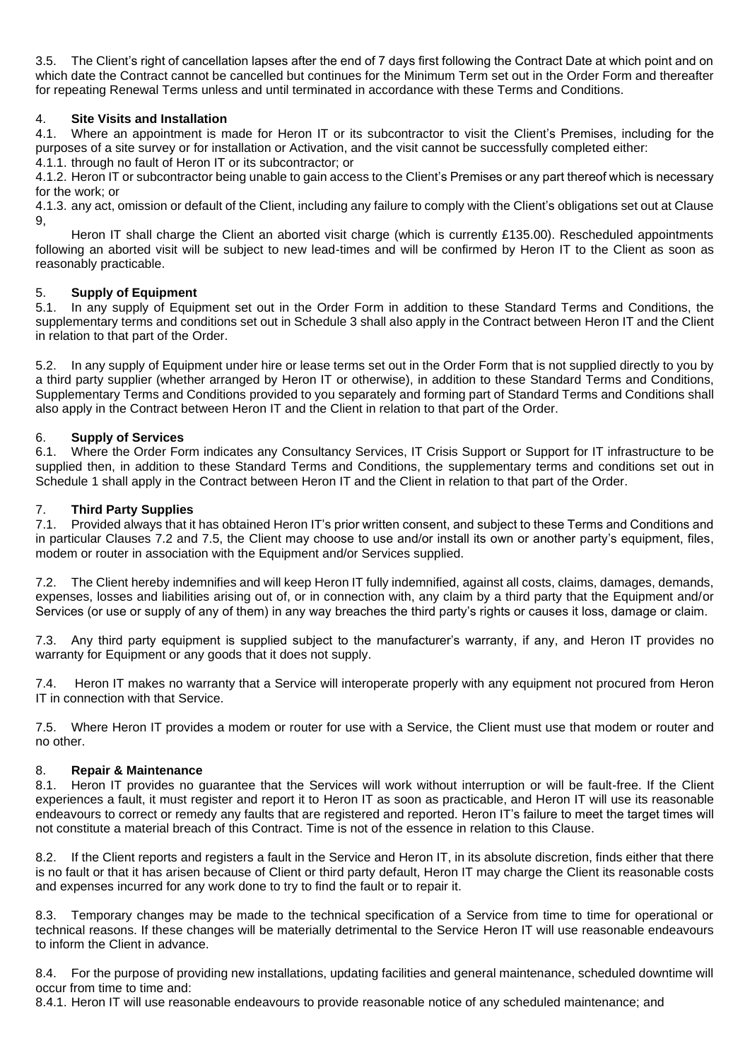3.5. The Client's right of cancellation lapses after the end of 7 days first following the Contract Date at which point and on which date the Contract cannot be cancelled but continues for the Minimum Term set out in the Order Form and thereafter for repeating Renewal Terms unless and until terminated in accordance with these Terms and Conditions.

## 4. **Site Visits and Installation**

4.1. Where an appointment is made for Heron IT or its subcontractor to visit the Client's Premises, including for the purposes of a site survey or for installation or Activation, and the visit cannot be successfully completed either:

4.1.1. through no fault of Heron IT or its subcontractor; or

4.1.2. Heron IT or subcontractor being unable to gain access to the Client's Premises or any part thereof which is necessary for the work; or

4.1.3. any act, omission or default of the Client, including any failure to comply with the Client's obligations set out at Clause 9,

Heron IT shall charge the Client an aborted visit charge (which is currently £135.00). Rescheduled appointments following an aborted visit will be subject to new lead-times and will be confirmed by Heron IT to the Client as soon as reasonably practicable.

## 5. **Supply of Equipment**

5.1. In any supply of Equipment set out in the Order Form in addition to these Standard Terms and Conditions, the supplementary terms and conditions set out in Schedule 3 shall also apply in the Contract between Heron IT and the Client in relation to that part of the Order.

5.2. In any supply of Equipment under hire or lease terms set out in the Order Form that is not supplied directly to you by a third party supplier (whether arranged by Heron IT or otherwise), in addition to these Standard Terms and Conditions, Supplementary Terms and Conditions provided to you separately and forming part of Standard Terms and Conditions shall also apply in the Contract between Heron IT and the Client in relation to that part of the Order.

## 6. **Supply of Services**

6.1. Where the Order Form indicates any Consultancy Services, IT Crisis Support or Support for IT infrastructure to be supplied then, in addition to these Standard Terms and Conditions, the supplementary terms and conditions set out in Schedule 1 shall apply in the Contract between Heron IT and the Client in relation to that part of the Order.

## 7. **Third Party Supplies**

7.1. Provided always that it has obtained Heron IT's prior written consent, and subject to these Terms and Conditions and in particular Clauses 7.2 and 7.5, the Client may choose to use and/or install its own or another party's equipment, files, modem or router in association with the Equipment and/or Services supplied.

7.2. The Client hereby indemnifies and will keep Heron IT fully indemnified, against all costs, claims, damages, demands, expenses, losses and liabilities arising out of, or in connection with, any claim by a third party that the Equipment and/or Services (or use or supply of any of them) in any way breaches the third party's rights or causes it loss, damage or claim.

7.3. Any third party equipment is supplied subject to the manufacturer's warranty, if any, and Heron IT provides no warranty for Equipment or any goods that it does not supply.

7.4. Heron IT makes no warranty that a Service will interoperate properly with any equipment not procured from Heron IT in connection with that Service.

7.5. Where Heron IT provides a modem or router for use with a Service, the Client must use that modem or router and no other.

## 8. **Repair & Maintenance**

8.1. Heron IT provides no guarantee that the Services will work without interruption or will be fault-free. If the Client experiences a fault, it must register and report it to Heron IT as soon as practicable, and Heron IT will use its reasonable endeavours to correct or remedy any faults that are registered and reported. Heron IT's failure to meet the target times will not constitute a material breach of this Contract. Time is not of the essence in relation to this Clause.

8.2. If the Client reports and registers a fault in the Service and Heron IT, in its absolute discretion, finds either that there is no fault or that it has arisen because of Client or third party default, Heron IT may charge the Client its reasonable costs and expenses incurred for any work done to try to find the fault or to repair it.

8.3. Temporary changes may be made to the technical specification of a Service from time to time for operational or technical reasons. If these changes will be materially detrimental to the Service Heron IT will use reasonable endeavours to inform the Client in advance.

8.4. For the purpose of providing new installations, updating facilities and general maintenance, scheduled downtime will occur from time to time and:

8.4.1. Heron IT will use reasonable endeavours to provide reasonable notice of any scheduled maintenance; and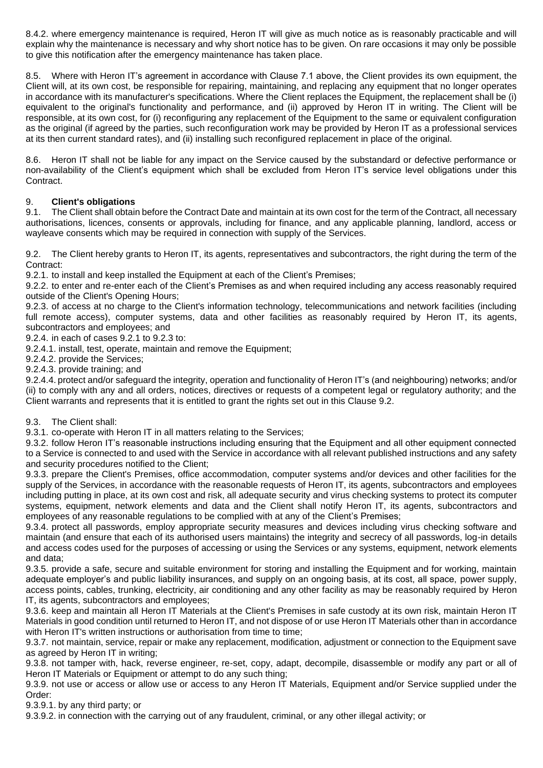8.4.2. where emergency maintenance is required, Heron IT will give as much notice as is reasonably practicable and will explain why the maintenance is necessary and why short notice has to be given. On rare occasions it may only be possible to give this notification after the emergency maintenance has taken place.

8.5. Where with Heron IT's agreement in accordance with Clause 7.1 above, the Client provides its own equipment, the Client will, at its own cost, be responsible for repairing, maintaining, and replacing any equipment that no longer operates in accordance with its manufacturer's specifications. Where the Client replaces the Equipment, the replacement shall be (i) equivalent to the original's functionality and performance, and (ii) approved by Heron IT in writing. The Client will be responsible, at its own cost, for (i) reconfiguring any replacement of the Equipment to the same or equivalent configuration as the original (if agreed by the parties, such reconfiguration work may be provided by Heron IT as a professional services at its then current standard rates), and (ii) installing such reconfigured replacement in place of the original.

8.6. Heron IT shall not be liable for any impact on the Service caused by the substandard or defective performance or non-availability of the Client's equipment which shall be excluded from Heron IT's service level obligations under this Contract.

## 9. **Client's obligations**

9.1. The Client shall obtain before the Contract Date and maintain at its own cost for the term of the Contract, all necessary authorisations, licences, consents or approvals, including for finance, and any applicable planning, landlord, access or wayleave consents which may be required in connection with supply of the Services.

9.2. The Client hereby grants to Heron IT, its agents, representatives and subcontractors, the right during the term of the Contract:

9.2.1. to install and keep installed the Equipment at each of the Client's Premises;

9.2.2. to enter and re-enter each of the Client's Premises as and when required including any access reasonably required outside of the Client's Opening Hours;

9.2.3. of access at no charge to the Client's information technology, telecommunications and network facilities (including full remote access), computer systems, data and other facilities as reasonably required by Heron IT, its agents, subcontractors and employees; and

9.2.4. in each of cases 9.2.1 to 9.2.3 to:

9.2.4.1. install, test, operate, maintain and remove the Equipment;

9.2.4.2. provide the Services;

9.2.4.3. provide training; and

9.2.4.4. protect and/or safeguard the integrity, operation and functionality of Heron IT's (and neighbouring) networks; and/or (ii) to comply with any and all orders, notices, directives or requests of a competent legal or regulatory authority; and the Client warrants and represents that it is entitled to grant the rights set out in this Clause 9.2.

9.3. The Client shall:

9.3.1. co-operate with Heron IT in all matters relating to the Services;

9.3.2. follow Heron IT's reasonable instructions including ensuring that the Equipment and all other equipment connected to a Service is connected to and used with the Service in accordance with all relevant published instructions and any safety and security procedures notified to the Client;

9.3.3. prepare the Client's Premises, office accommodation, computer systems and/or devices and other facilities for the supply of the Services, in accordance with the reasonable requests of Heron IT, its agents, subcontractors and employees including putting in place, at its own cost and risk, all adequate security and virus checking systems to protect its computer systems, equipment, network elements and data and the Client shall notify Heron IT, its agents, subcontractors and employees of any reasonable regulations to be complied with at any of the Client's Premises;

9.3.4. protect all passwords, employ appropriate security measures and devices including virus checking software and maintain (and ensure that each of its authorised users maintains) the integrity and secrecy of all passwords, log-in details and access codes used for the purposes of accessing or using the Services or any systems, equipment, network elements and data;

9.3.5. provide a safe, secure and suitable environment for storing and installing the Equipment and for working, maintain adequate employer's and public liability insurances, and supply on an ongoing basis, at its cost, all space, power supply, access points, cables, trunking, electricity, air conditioning and any other facility as may be reasonably required by Heron IT, its agents, subcontractors and employees;

9.3.6. keep and maintain all Heron IT Materials at the Client's Premises in safe custody at its own risk, maintain Heron IT Materials in good condition until returned to Heron IT, and not dispose of or use Heron IT Materials other than in accordance with Heron IT's written instructions or authorisation from time to time;

9.3.7. not maintain, service, repair or make any replacement, modification, adjustment or connection to the Equipment save as agreed by Heron IT in writing;

9.3.8. not tamper with, hack, reverse engineer, re-set, copy, adapt, decompile, disassemble or modify any part or all of Heron IT Materials or Equipment or attempt to do any such thing;

9.3.9. not use or access or allow use or access to any Heron IT Materials, Equipment and/or Service supplied under the Order:

9.3.9.1. by any third party; or

9.3.9.2. in connection with the carrying out of any fraudulent, criminal, or any other illegal activity; or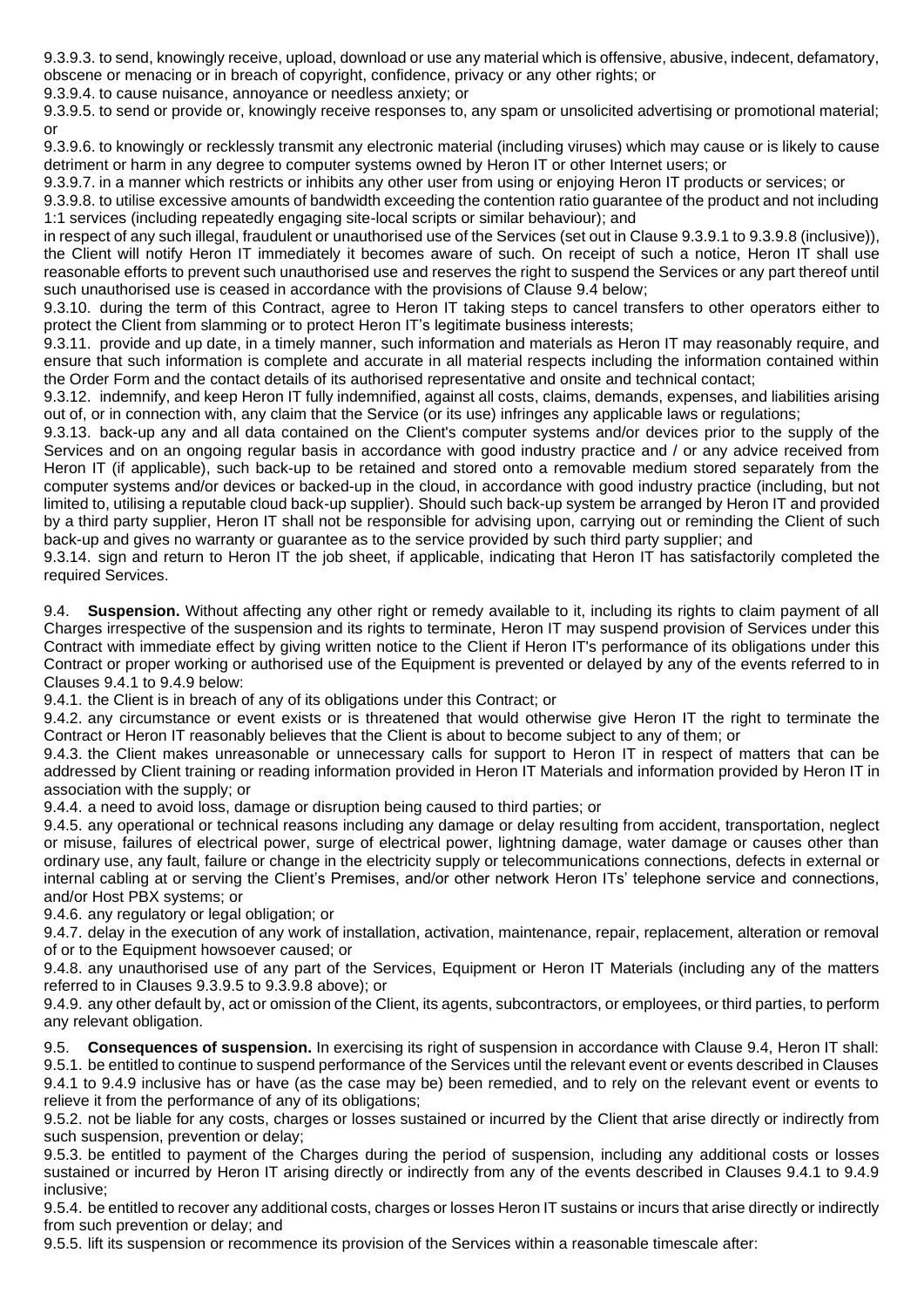9.3.9.3. to send, knowingly receive, upload, download or use any material which is offensive, abusive, indecent, defamatory, obscene or menacing or in breach of copyright, confidence, privacy or any other rights; or

9.3.9.4. to cause nuisance, annoyance or needless anxiety; or

9.3.9.5. to send or provide or, knowingly receive responses to, any spam or unsolicited advertising or promotional material; or

9.3.9.6. to knowingly or recklessly transmit any electronic material (including viruses) which may cause or is likely to cause detriment or harm in any degree to computer systems owned by Heron IT or other Internet users; or

9.3.9.7. in a manner which restricts or inhibits any other user from using or enjoying Heron IT products or services; or

9.3.9.8. to utilise excessive amounts of bandwidth exceeding the contention ratio guarantee of the product and not including 1:1 services (including repeatedly engaging site-local scripts or similar behaviour); and

in respect of any such illegal, fraudulent or unauthorised use of the Services (set out in Clause 9.3.9.1 to 9.3.9.8 (inclusive)), the Client will notify Heron IT immediately it becomes aware of such. On receipt of such a notice, Heron IT shall use reasonable efforts to prevent such unauthorised use and reserves the right to suspend the Services or any part thereof until such unauthorised use is ceased in accordance with the provisions of Clause 9.4 below;

9.3.10. during the term of this Contract, agree to Heron IT taking steps to cancel transfers to other operators either to protect the Client from slamming or to protect Heron IT's legitimate business interests;

9.3.11. provide and up date, in a timely manner, such information and materials as Heron IT may reasonably require, and ensure that such information is complete and accurate in all material respects including the information contained within the Order Form and the contact details of its authorised representative and onsite and technical contact;

9.3.12. indemnify, and keep Heron IT fully indemnified, against all costs, claims, demands, expenses, and liabilities arising out of, or in connection with, any claim that the Service (or its use) infringes any applicable laws or regulations;

9.3.13. back-up any and all data contained on the Client's computer systems and/or devices prior to the supply of the Services and on an ongoing regular basis in accordance with good industry practice and / or any advice received from Heron IT (if applicable), such back-up to be retained and stored onto a removable medium stored separately from the computer systems and/or devices or backed-up in the cloud, in accordance with good industry practice (including, but not limited to, utilising a reputable cloud back-up supplier). Should such back-up system be arranged by Heron IT and provided by a third party supplier, Heron IT shall not be responsible for advising upon, carrying out or reminding the Client of such back-up and gives no warranty or guarantee as to the service provided by such third party supplier; and

9.3.14. sign and return to Heron IT the job sheet, if applicable, indicating that Heron IT has satisfactorily completed the required Services.

9.4. **Suspension.** Without affecting any other right or remedy available to it, including its rights to claim payment of all Charges irrespective of the suspension and its rights to terminate, Heron IT may suspend provision of Services under this Contract with immediate effect by giving written notice to the Client if Heron IT's performance of its obligations under this Contract or proper working or authorised use of the Equipment is prevented or delayed by any of the events referred to in Clauses 9.4.1 to 9.4.9 below:

9.4.1. the Client is in breach of any of its obligations under this Contract; or

9.4.2. any circumstance or event exists or is threatened that would otherwise give Heron IT the right to terminate the Contract or Heron IT reasonably believes that the Client is about to become subject to any of them; or

9.4.3. the Client makes unreasonable or unnecessary calls for support to Heron IT in respect of matters that can be addressed by Client training or reading information provided in Heron IT Materials and information provided by Heron IT in association with the supply; or

9.4.4. a need to avoid loss, damage or disruption being caused to third parties; or

9.4.5. any operational or technical reasons including any damage or delay resulting from accident, transportation, neglect or misuse, failures of electrical power, surge of electrical power, lightning damage, water damage or causes other than ordinary use, any fault, failure or change in the electricity supply or telecommunications connections, defects in external or internal cabling at or serving the Client's Premises, and/or other network Heron ITs' telephone service and connections, and/or Host PBX systems; or

9.4.6. any regulatory or legal obligation; or

9.4.7. delay in the execution of any work of installation, activation, maintenance, repair, replacement, alteration or removal of or to the Equipment howsoever caused; or

9.4.8. any unauthorised use of any part of the Services, Equipment or Heron IT Materials (including any of the matters referred to in Clauses 9.3.9.5 to 9.3.9.8 above); or

9.4.9. any other default by, act or omission of the Client, its agents, subcontractors, or employees, or third parties, to perform any relevant obligation.

9.5. **Consequences of suspension.** In exercising its right of suspension in accordance with Clause 9.4, Heron IT shall:

9.5.1. be entitled to continue to suspend performance of the Services until the relevant event or events described in Clauses 9.4.1 to 9.4.9 inclusive has or have (as the case may be) been remedied, and to rely on the relevant event or events to relieve it from the performance of any of its obligations;

9.5.2. not be liable for any costs, charges or losses sustained or incurred by the Client that arise directly or indirectly from such suspension, prevention or delay;

9.5.3. be entitled to payment of the Charges during the period of suspension, including any additional costs or losses sustained or incurred by Heron IT arising directly or indirectly from any of the events described in Clauses 9.4.1 to 9.4.9 inclusive;

9.5.4. be entitled to recover any additional costs, charges or losses Heron IT sustains or incurs that arise directly or indirectly from such prevention or delay; and

9.5.5. lift its suspension or recommence its provision of the Services within a reasonable timescale after: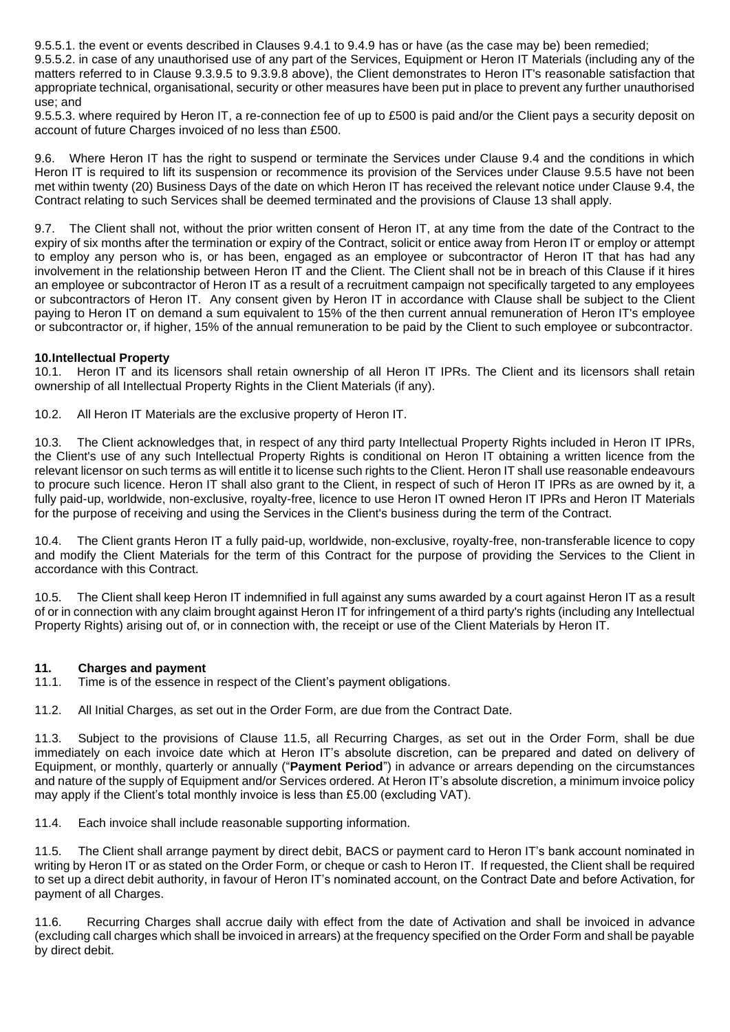9.5.5.1. the event or events described in Clauses 9.4.1 to 9.4.9 has or have (as the case may be) been remedied;

9.5.5.2. in case of any unauthorised use of any part of the Services, Equipment or Heron IT Materials (including any of the matters referred to in Clause 9.3.9.5 to 9.3.9.8 above), the Client demonstrates to Heron IT's reasonable satisfaction that appropriate technical, organisational, security or other measures have been put in place to prevent any further unauthorised use; and

9.5.5.3. where required by Heron IT, a re-connection fee of up to £500 is paid and/or the Client pays a security deposit on account of future Charges invoiced of no less than £500.

9.6. Where Heron IT has the right to suspend or terminate the Services under Clause 9.4 and the conditions in which Heron IT is required to lift its suspension or recommence its provision of the Services under Clause 9.5.5 have not been met within twenty (20) Business Days of the date on which Heron IT has received the relevant notice under Clause 9.4, the Contract relating to such Services shall be deemed terminated and the provisions of Clause 13 shall apply.

9.7. The Client shall not, without the prior written consent of Heron IT, at any time from the date of the Contract to the expiry of six months after the termination or expiry of the Contract, solicit or entice away from Heron IT or employ or attempt to employ any person who is, or has been, engaged as an employee or subcontractor of Heron IT that has had any involvement in the relationship between Heron IT and the Client. The Client shall not be in breach of this Clause if it hires an employee or subcontractor of Heron IT as a result of a recruitment campaign not specifically targeted to any employees or subcontractors of Heron IT. Any consent given by Heron IT in accordance with Clause shall be subject to the Client paying to Heron IT on demand a sum equivalent to 15% of the then current annual remuneration of Heron IT's employee or subcontractor or, if higher, 15% of the annual remuneration to be paid by the Client to such employee or subcontractor.

## 10.Intellectual Property

10.1. Heron IT and its licensors shall retain ownership of all Heron IT IPRs. The Client and its licensors shall retain ownership of all Intellectual Property Rights in the Client Materials (if any).

10.2. All Heron IT Materials are the exclusive property of Heron IT.

10.3. The Client acknowledges that, in respect of any third party Intellectual Property Rights included in Heron IT IPRs, the Client's use of any such Intellectual Property Rights is conditional on Heron IT obtaining a written licence from the relevant licensor on such terms as will entitle it to license such rights to the Client. Heron IT shall use reasonable endeavours to procure such licence. Heron IT shall also grant to the Client, in respect of such of Heron IT IPRs as are owned by it, a fully paid-up, worldwide, non-exclusive, royalty-free, licence to use Heron IT owned Heron IT IPRs and Heron IT Materials for the purpose of receiving and using the Services in the Client's business during the term of the Contract.

10.4. The Client grants Heron IT a fully paid-up, worldwide, non-exclusive, royalty-free, non-transferable licence to copy and modify the Client Materials for the term of this Contract for the purpose of providing the Services to the Client in accordance with this Contract.

10.5. The Client shall keep Heron IT indemnified in full against any sums awarded by a court against Heron IT as a result of or in connection with any claim brought against Heron IT for infringement of a third party's rights (including any Intellectual Property Rights) arising out of, or in connection with, the receipt or use of the Client Materials by Heron IT.

## 11. Charges and payment

11.1. Time is of the essence in respect of the Client's payment obligations.

11.2. All Initial Charges, as set out in the Order Form, are due from the Contract Date.

11.3. Subject to the provisions of Clause 11.5, all Recurring Charges, as set out in the Order Form, shall be due immediately on each invoice date which at Heron IT's absolute discretion, can be prepared and dated on delivery of Equipment, or monthly, quarterly or annually ("**Payment Period**") in advance or arrears depending on the circumstances and nature of the supply of Equipment and/or Services ordered. At Heron IT's absolute discretion, a minimum invoice policy may apply if the Client's total monthly invoice is less than £5.00 (excluding VAT).

11.4. Each invoice shall include reasonable supporting information.

11.5. The Client shall arrange payment by direct debit, BACS or payment card to Heron IT's bank account nominated in writing by Heron IT or as stated on the Order Form, or cheque or cash to Heron IT. If requested, the Client shall be required to set up a direct debit authority, in favour of Heron IT's nominated account, on the Contract Date and before Activation, for payment of all Charges.

11.6. Recurring Charges shall accrue daily with effect from the date of Activation and shall be invoiced in advance (excluding call charges which shall be invoiced in arrears) at the frequency specified on the Order Form and shall be payable by direct debit.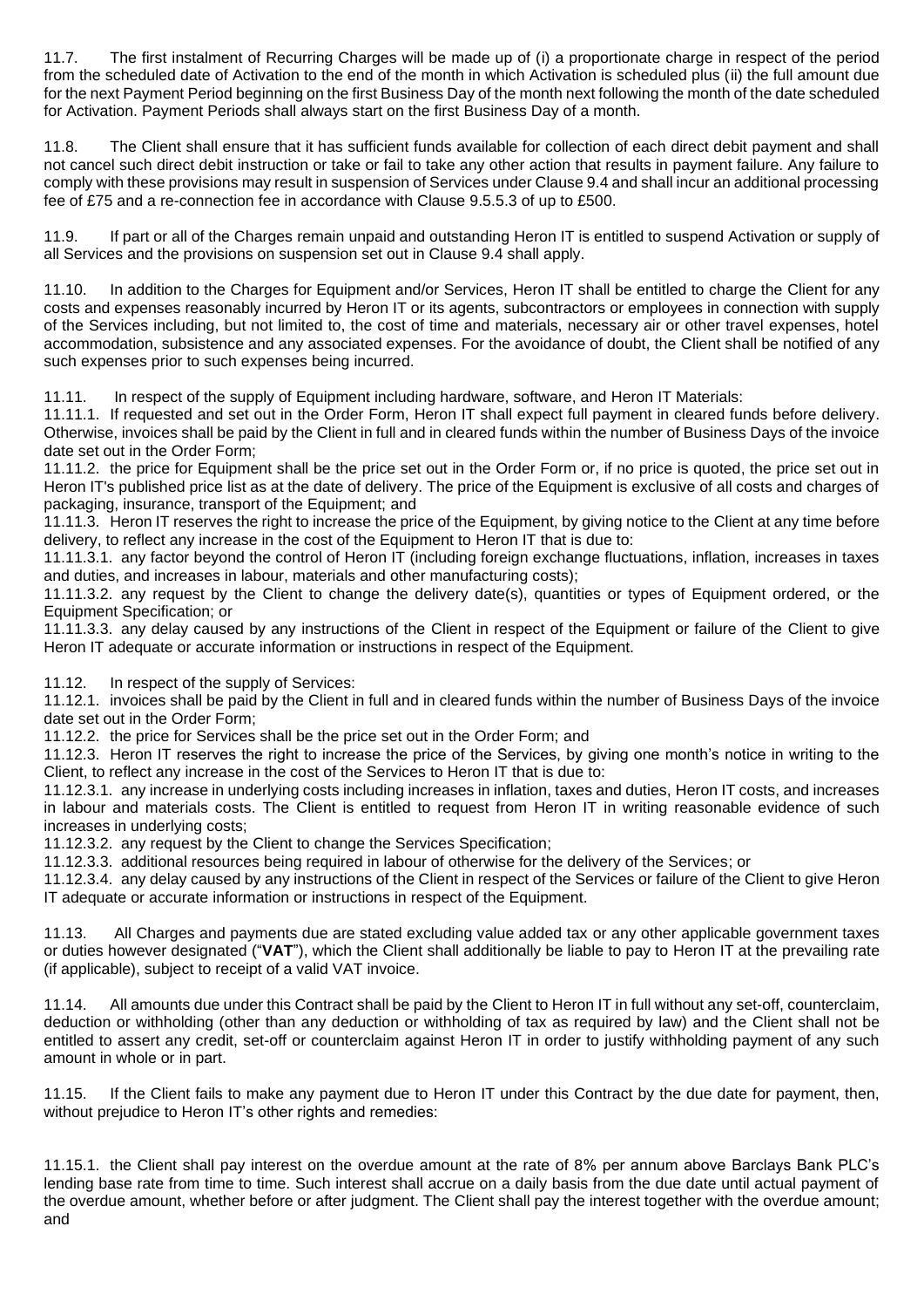11.7. The first instalment of Recurring Charges will be made up of (i) a proportionate charge in respect of the period from the scheduled date of Activation to the end of the month in which Activation is scheduled plus (ii) the full amount due for the next Payment Period beginning on the first Business Day of the month next following the month of the date scheduled for Activation. Payment Periods shall always start on the first Business Day of a month.

11.8. The Client shall ensure that it has sufficient funds available for collection of each direct debit payment and shall not cancel such direct debit instruction or take or fail to take any other action that results in payment failure. Any failure to comply with these provisions may result in suspension of Services under Clause 9.4 and shall incur an additional processing fee of £75 and a re-connection fee in accordance with Clause 9.5.5.3 of up to £500.

11.9. If part or all of the Charges remain unpaid and outstanding Heron IT is entitled to suspend Activation or supply of all Services and the provisions on suspension set out in Clause 9.4 shall apply.

11.10. In addition to the Charges for Equipment and/or Services, Heron IT shall be entitled to charge the Client for any costs and expenses reasonably incurred by Heron IT or its agents, subcontractors or employees in connection with supply of the Services including, but not limited to, the cost of time and materials, necessary air or other travel expenses, hotel accommodation, subsistence and any associated expenses. For the avoidance of doubt, the Client shall be notified of any such expenses prior to such expenses being incurred.

11.11. In respect of the supply of Equipment including hardware, software, and Heron IT Materials:

11.11.1. If requested and set out in the Order Form, Heron IT shall expect full payment in cleared funds before delivery. Otherwise, invoices shall be paid by the Client in full and in cleared funds within the number of Business Days of the invoice date set out in the Order Form;

11.11.2. the price for Equipment shall be the price set out in the Order Form or, if no price is quoted, the price set out in Heron IT's published price list as at the date of delivery. The price of the Equipment is exclusive of all costs and charges of packaging, insurance, transport of the Equipment; and

11.11.3. Heron IT reserves the right to increase the price of the Equipment, by giving notice to the Client at any time before delivery, to reflect any increase in the cost of the Equipment to Heron IT that is due to:

11.11.3.1. any factor beyond the control of Heron IT (including foreign exchange fluctuations, inflation, increases in taxes and duties, and increases in labour, materials and other manufacturing costs);

11.11.3.2. any request by the Client to change the delivery date(s), quantities or types of Equipment ordered, or the Equipment Specification; or

11.11.3.3. any delay caused by any instructions of the Client in respect of the Equipment or failure of the Client to give Heron IT adequate or accurate information or instructions in respect of the Equipment.

11.12. In respect of the supply of Services:

11.12.1. invoices shall be paid by the Client in full and in cleared funds within the number of Business Days of the invoice date set out in the Order Form;

11.12.2. the price for Services shall be the price set out in the Order Form; and

11.12.3. Heron IT reserves the right to increase the price of the Services, by giving one month's notice in writing to the Client, to reflect any increase in the cost of the Services to Heron IT that is due to:

11.12.3.1. any increase in underlying costs including increases in inflation, taxes and duties, Heron IT costs, and increases in labour and materials costs. The Client is entitled to request from Heron IT in writing reasonable evidence of such increases in underlying costs;

11.12.3.2. any request by the Client to change the Services Specification;

11.12.3.3. additional resources being required in labour of otherwise for the delivery of the Services; or

11.12.3.4. any delay caused by any instructions of the Client in respect of the Services or failure of the Client to give Heron IT adequate or accurate information or instructions in respect of the Equipment.

11.13. All Charges and payments due are stated excluding value added tax or any other applicable government taxes or duties however designated ("**VAT**"), which the Client shall additionally be liable to pay to Heron IT at the prevailing rate (if applicable), subject to receipt of a valid VAT invoice.

11.14. All amounts due under this Contract shall be paid by the Client to Heron IT in full without any set-off, counterclaim, deduction or withholding (other than any deduction or withholding of tax as required by law) and the Client shall not be entitled to assert any credit, set-off or counterclaim against Heron IT in order to justify withholding payment of any such amount in whole or in part.

11.15. If the Client fails to make any payment due to Heron IT under this Contract by the due date for payment, then, without prejudice to Heron IT's other rights and remedies:

11.15.1. the Client shall pay interest on the overdue amount at the rate of 8% per annum above Barclays Bank PLC's lending base rate from time to time. Such interest shall accrue on a daily basis from the due date until actual payment of the overdue amount, whether before or after judgment. The Client shall pay the interest together with the overdue amount; and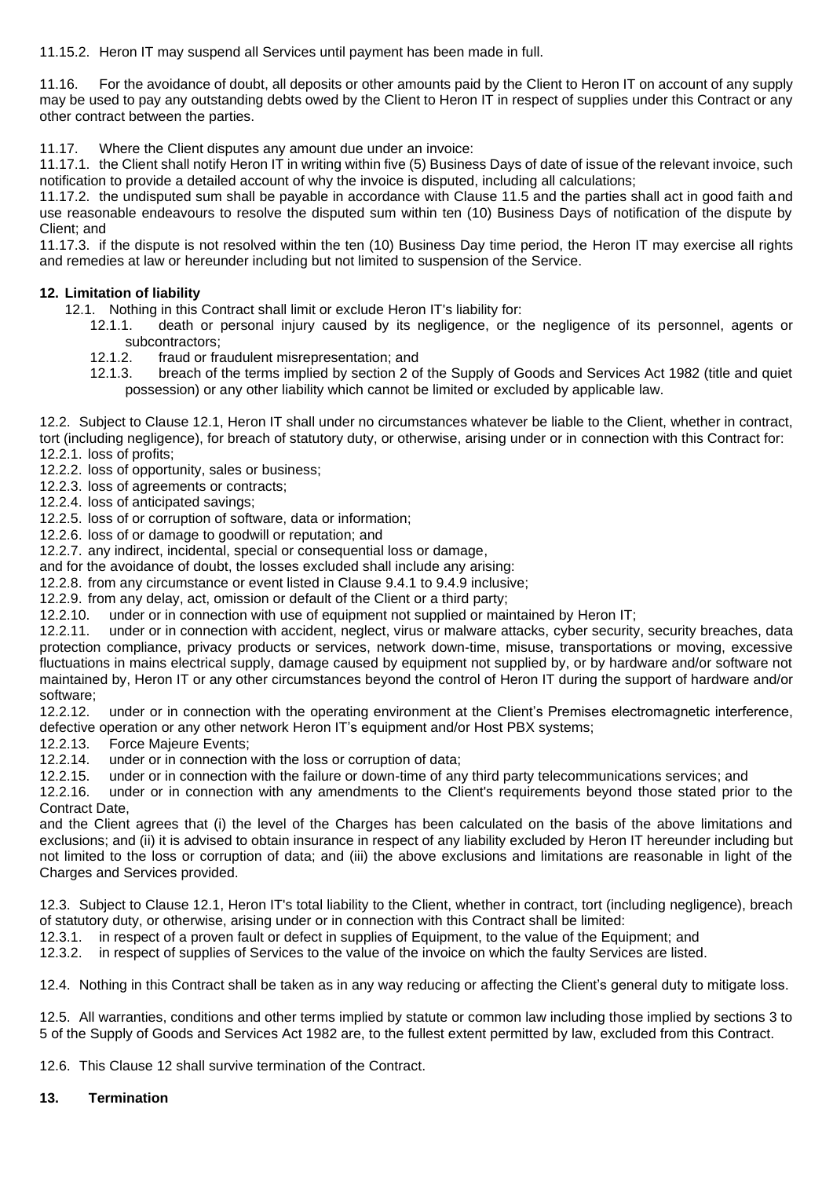11.15.2. Heron IT may suspend all Services until payment has been made in full.

11.16. For the avoidance of doubt, all deposits or other amounts paid by the Client to Heron IT on account of any supply may be used to pay any outstanding debts owed by the Client to Heron IT in respect of supplies under this Contract or any other contract between the parties.

11.17. Where the Client disputes any amount due under an invoice:

11.17.1. the Client shall notify Heron IT in writing within five (5) Business Days of date of issue of the relevant invoice, such notification to provide a detailed account of why the invoice is disputed, including all calculations;

11.17.2. the undisputed sum shall be payable in accordance with Clause 11.5 and the parties shall act in good faith and use reasonable endeavours to resolve the disputed sum within ten (10) Business Days of notification of the dispute by Client; and

11.17.3. if the dispute is not resolved within the ten (10) Business Day time period, the Heron IT may exercise all rights and remedies at law or hereunder including but not limited to suspension of the Service.

## 12. Limitation of liability

12.1. Nothing in this Contract shall limit or exclude Heron IT's liability for:

12.1.1. death or personal injury caused by its negligence, or the negligence of its personnel, agents or subcontractors;

12.1.2. fraud or fraudulent misrepresentation; and

12.1.3. breach of the terms implied by section 2 of the Supply of Goods and Services Act 1982 (title and quiet possession) or any other liability which cannot be limited or excluded by applicable law.

12.2. Subject to Clause 12.1, Heron IT shall under no circumstances whatever be liable to the Client, whether in contract, tort (including negligence), for breach of statutory duty, or otherwise, arising under or in connection with this Contract for:

12.2.1. loss of profits;

12.2.2. loss of opportunity, sales or business;

12.2.3. loss of agreements or contracts;

12.2.4. loss of anticipated savings;

12.2.5. loss of or corruption of software, data or information;

12.2.6. loss of or damage to goodwill or reputation; and

12.2.7. any indirect, incidental, special or consequential loss or damage,

and for the avoidance of doubt, the losses excluded shall include any arising:

12.2.8. from any circumstance or event listed in Clause 9.4.1 to 9.4.9 inclusive;

12.2.9. from any delay, act, omission or default of the Client or a third party;

12.2.10. under or in connection with use of equipment not supplied or maintained by Heron IT;

12.2.11. under or in connection with accident, neglect, virus or malware attacks, cyber security, security breaches, data protection compliance, privacy products or services, network down-time, misuse, transportations or moving, excessive fluctuations in mains electrical supply, damage caused by equipment not supplied by, or by hardware and/or software not maintained by, Heron IT or any other circumstances beyond the control of Heron IT during the support of hardware and/or software;

12.2.12. under or in connection with the operating environment at the Client's Premises electromagnetic interference, defective operation or any other network Heron IT's equipment and/or Host PBX systems;

12.2.13. Force Majeure Events;

12.2.14. under or in connection with the loss or corruption of data;

12.2.15. under or in connection with the failure or down-time of any third party telecommunications services; and

12.2.16. under or in connection with any amendments to the Client's requirements beyond those stated prior to the Contract Date,

and the Client agrees that (i) the level of the Charges has been calculated on the basis of the above limitations and exclusions; and (ii) it is advised to obtain insurance in respect of any liability excluded by Heron IT hereunder including but not limited to the loss or corruption of data; and (iii) the above exclusions and limitations are reasonable in light of the Charges and Services provided.

12.3. Subject to Clause 12.1, Heron IT's total liability to the Client, whether in contract, tort (including negligence), breach of statutory duty, or otherwise, arising under or in connection with this Contract shall be limited:

12.3.1. in respect of a proven fault or defect in supplies of Equipment, to the value of the Equipment; and

12.3.2. in respect of supplies of Services to the value of the invoice on which the faulty Services are listed.

12.4. Nothing in this Contract shall be taken as in any way reducing or affecting the Client's general duty to mitigate loss.

12.5. All warranties, conditions and other terms implied by statute or common law including those implied by sections 3 to 5 of the Supply of Goods and Services Act 1982 are, to the fullest extent permitted by law, excluded from this Contract.

12.6. This Clause 12 shall survive termination of the Contract.

## 13. Termination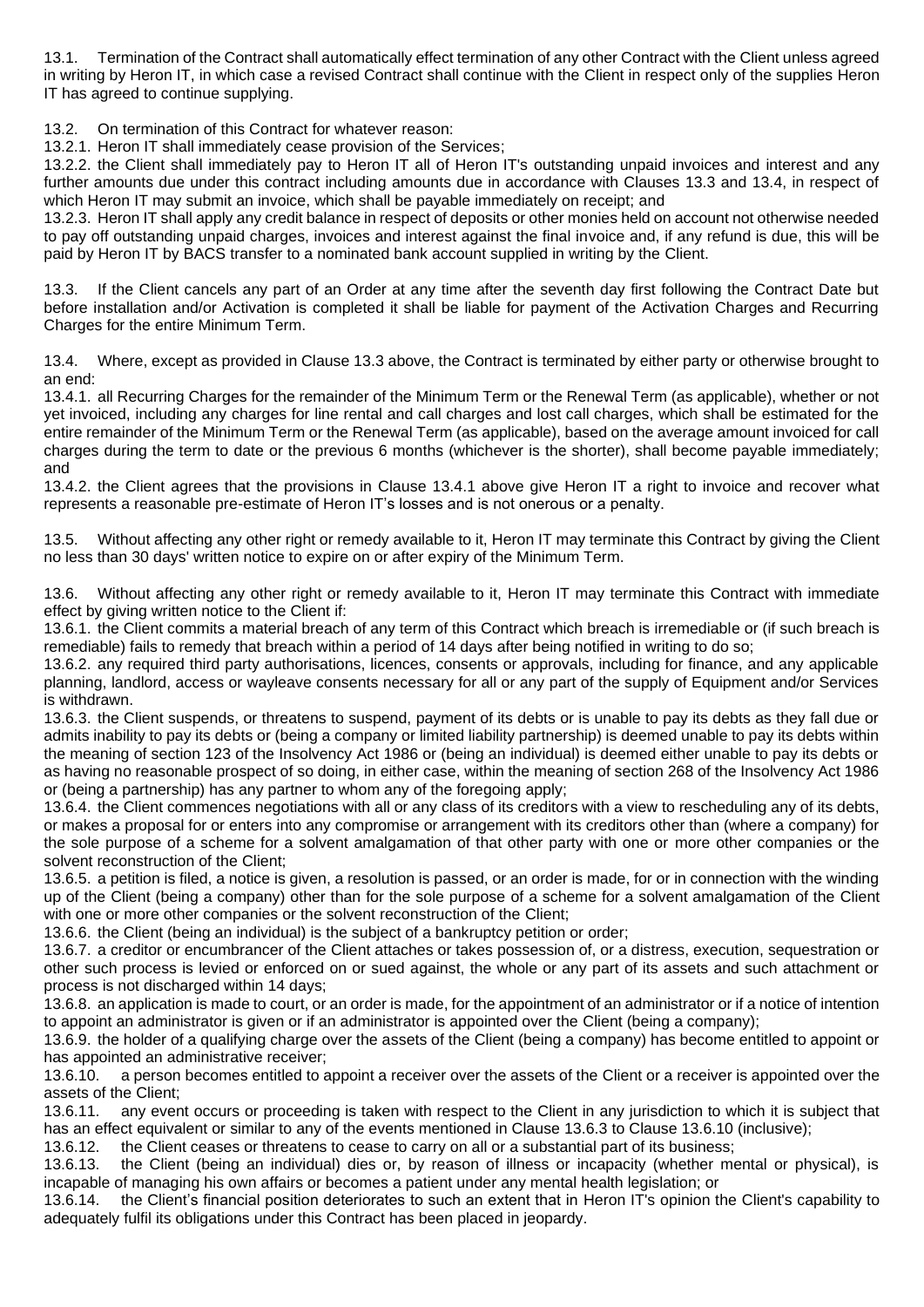13.1. Termination of the Contract shall automatically effect termination of any other Contract with the Client unless agreed in writing by Heron IT, in which case a revised Contract shall continue with the Client in respect only of the supplies Heron IT has agreed to continue supplying.

13.2. On termination of this Contract for whatever reason:

13.2.1. Heron IT shall immediately cease provision of the Services;

13.2.2. the Client shall immediately pay to Heron IT all of Heron IT's outstanding unpaid invoices and interest and any further amounts due under this contract including amounts due in accordance with Clauses 13.3 and 13.4, in respect of which Heron IT may submit an invoice, which shall be payable immediately on receipt; and

13.2.3. Heron IT shall apply any credit balance in respect of deposits or other monies held on account not otherwise needed to pay off outstanding unpaid charges, invoices and interest against the final invoice and, if any refund is due, this will be paid by Heron IT by BACS transfer to a nominated bank account supplied in writing by the Client.

13.3. If the Client cancels any part of an Order at any time after the seventh day first following the Contract Date but before installation and/or Activation is completed it shall be liable for payment of the Activation Charges and Recurring Charges for the entire Minimum Term.

13.4. Where, except as provided in Clause 13.3 above, the Contract is terminated by either party or otherwise brought to an end:

13.4.1. all Recurring Charges for the remainder of the Minimum Term or the Renewal Term (as applicable), whether or not yet invoiced, including any charges for line rental and call charges and lost call charges, which shall be estimated for the entire remainder of the Minimum Term or the Renewal Term (as applicable), based on the average amount invoiced for call charges during the term to date or the previous 6 months (whichever is the shorter), shall become payable immediately; and

13.4.2. the Client agrees that the provisions in Clause 13.4.1 above give Heron IT a right to invoice and recover what represents a reasonable pre-estimate of Heron IT's losses and is not onerous or a penalty.

13.5. Without affecting any other right or remedy available to it, Heron IT may terminate this Contract by giving the Client no less than 30 days' written notice to expire on or after expiry of the Minimum Term.

13.6. Without affecting any other right or remedy available to it, Heron IT may terminate this Contract with immediate effect by giving written notice to the Client if:

13.6.1. the Client commits a material breach of any term of this Contract which breach is irremediable or (if such breach is remediable) fails to remedy that breach within a period of 14 days after being notified in writing to do so;

13.6.2. any required third party authorisations, licences, consents or approvals, including for finance, and any applicable planning, landlord, access or wayleave consents necessary for all or any part of the supply of Equipment and/or Services is withdrawn.

13.6.3. the Client suspends, or threatens to suspend, payment of its debts or is unable to pay its debts as they fall due or admits inability to pay its debts or (being a company or limited liability partnership) is deemed unable to pay its debts within the meaning of section 123 of the Insolvency Act 1986 or (being an individual) is deemed either unable to pay its debts or as having no reasonable prospect of so doing, in either case, within the meaning of section 268 of the Insolvency Act 1986 or (being a partnership) has any partner to whom any of the foregoing apply;

13.6.4. the Client commences negotiations with all or any class of its creditors with a view to rescheduling any of its debts, or makes a proposal for or enters into any compromise or arrangement with its creditors other than (where a company) for the sole purpose of a scheme for a solvent amalgamation of that other party with one or more other companies or the solvent reconstruction of the Client;

13.6.5. a petition is filed, a notice is given, a resolution is passed, or an order is made, for or in connection with the winding up of the Client (being a company) other than for the sole purpose of a scheme for a solvent amalgamation of the Client with one or more other companies or the solvent reconstruction of the Client;

13.6.6. the Client (being an individual) is the subject of a bankruptcy petition or order;

13.6.7. a creditor or encumbrancer of the Client attaches or takes possession of, or a distress, execution, sequestration or other such process is levied or enforced on or sued against, the whole or any part of its assets and such attachment or process is not discharged within 14 days;

13.6.8. an application is made to court, or an order is made, for the appointment of an administrator or if a notice of intention to appoint an administrator is given or if an administrator is appointed over the Client (being a company);

13.6.9. the holder of a qualifying charge over the assets of the Client (being a company) has become entitled to appoint or has appointed an administrative receiver;

13.6.10. a person becomes entitled to appoint a receiver over the assets of the Client or a receiver is appointed over the assets of the Client;

13.6.11. any event occurs or proceeding is taken with respect to the Client in any jurisdiction to which it is subject that has an effect equivalent or similar to any of the events mentioned in Clause 13.6.3 to Clause 13.6.10 (inclusive);

13.6.12. the Client ceases or threatens to cease to carry on all or a substantial part of its business;

13.6.13. the Client (being an individual) dies or, by reason of illness or incapacity (whether mental or physical), is incapable of managing his own affairs or becomes a patient under any mental health legislation; or

13.6.14. the Client's financial position deteriorates to such an extent that in Heron IT's opinion the Client's capability to adequately fulfil its obligations under this Contract has been placed in jeopardy.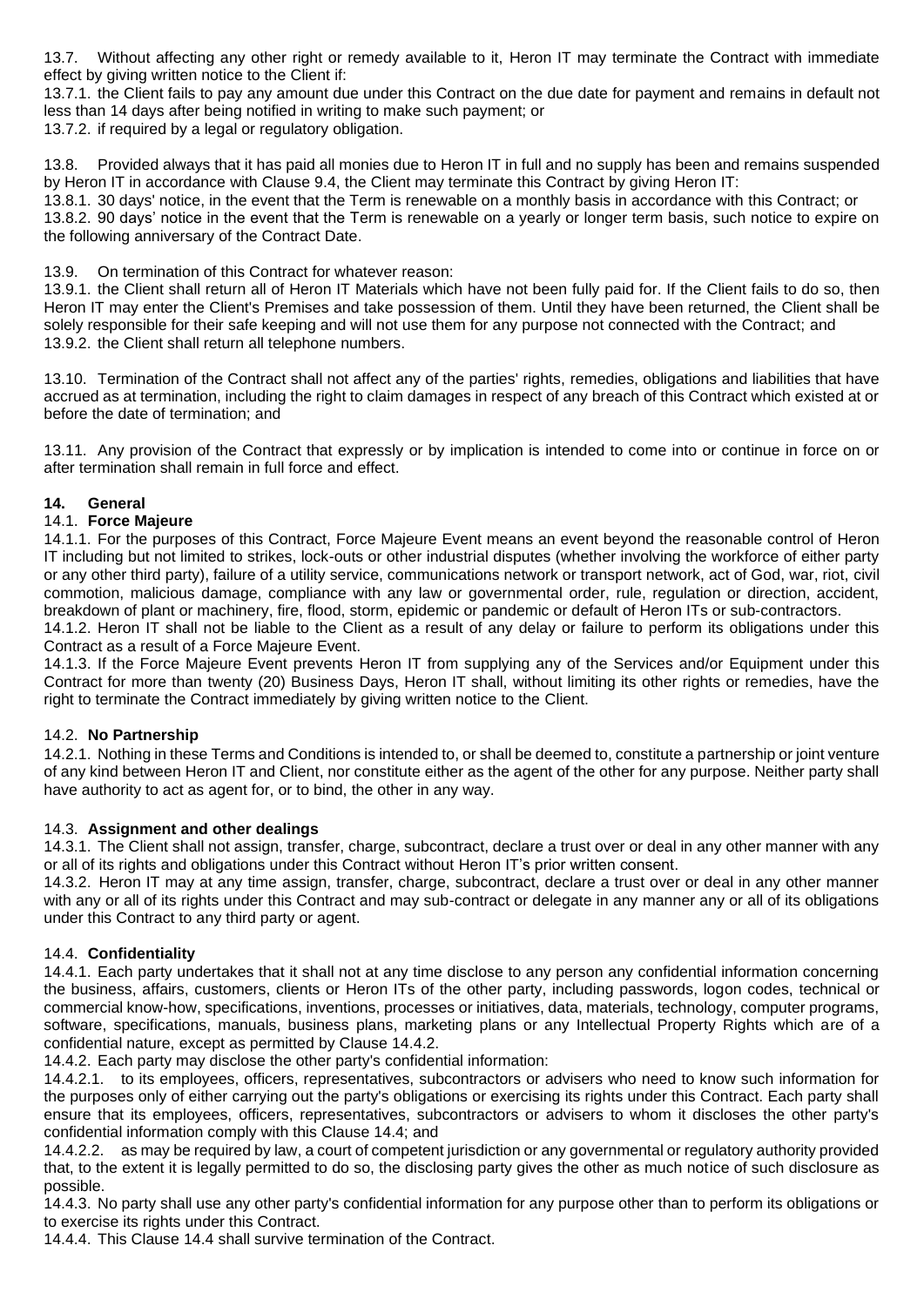13.7. Without affecting any other right or remedy available to it, Heron IT may terminate the Contract with immediate effect by giving written notice to the Client if:

13.7.1. the Client fails to pay any amount due under this Contract on the due date for payment and remains in default not less than 14 days after being notified in writing to make such payment; or

13.7.2. if required by a legal or regulatory obligation.

13.8. Provided always that it has paid all monies due to Heron IT in full and no supply has been and remains suspended by Heron IT in accordance with Clause 9.4, the Client may terminate this Contract by giving Heron IT:

13.8.1. 30 days' notice, in the event that the Term is renewable on a monthly basis in accordance with this Contract; or

13.8.2. 90 days' notice in the event that the Term is renewable on a yearly or longer term basis, such notice to expire on the following anniversary of the Contract Date.

13.9. On termination of this Contract for whatever reason:

13.9.1. the Client shall return all of Heron IT Materials which have not been fully paid for. If the Client fails to do so, then Heron IT may enter the Client's Premises and take possession of them. Until they have been returned, the Client shall be solely responsible for their safe keeping and will not use them for any purpose not connected with the Contract; and

13.9.2. the Client shall return all telephone numbers.

13.10. Termination of the Contract shall not affect any of the parties' rights, remedies, obligations and liabilities that have accrued as at termination, including the right to claim damages in respect of any breach of this Contract which existed at or before the date of termination; and

13.11. Any provision of the Contract that expressly or by implication is intended to come into or continue in force on or after termination shall remain in full force and effect.

**14. General**

14.1. **Force Majeure**

14.1.1. For the purposes of this Contract, Force Majeure Event means an event beyond the reasonable control of Heron IT including but not limited to strikes, lock-outs or other industrial disputes (whether involving the workforce of either party or any other third party), failure of a utility service, communications network or transport network, act of God, war, riot, civil commotion, malicious damage, compliance with any law or governmental order, rule, regulation or direction, accident, breakdown of plant or machinery, fire, flood, storm, epidemic or pandemic or default of Heron ITs or sub-contractors.

14.1.2. Heron IT shall not be liable to the Client as a result of any delay or failure to perform its obligations under this Contract as a result of a Force Majeure Event.

14.1.3. If the Force Majeure Event prevents Heron IT from supplying any of the Services and/or Equipment under this Contract for more than twenty (20) Business Days, Heron IT shall, without limiting its other rights or remedies, have the right to terminate the Contract immediately by giving written notice to the Client.

14.2. **No Partnership**

14.2.1. Nothing in these Terms and Conditions is intended to, or shall be deemed to, constitute a partnership or joint venture of any kind between Heron IT and Client, nor constitute either as the agent of the other for any purpose. Neither party shall have authority to act as agent for, or to bind, the other in any way.

14.3. **Assignment and other dealings**

14.3.1. The Client shall not assign, transfer, charge, subcontract, declare a trust over or deal in any other manner with any or all of its rights and obligations under this Contract without Heron IT's prior written consent.

14.3.2. Heron IT may at any time assign, transfer, charge, subcontract, declare a trust over or deal in any other manner with any or all of its rights under this Contract and may sub-contract or delegate in any manner any or all of its obligations under this Contract to any third party or agent.

14.4. **Confidentiality**

14.4.1. Each party undertakes that it shall not at any time disclose to any person any confidential information concerning the business, affairs, customers, clients or Heron ITs of the other party, including passwords, logon codes, technical or commercial know-how, specifications, inventions, processes or initiatives, data, materials, technology, computer programs, software, specifications, manuals, business plans, marketing plans or any Intellectual Property Rights which are of a confidential nature, except as permitted by Clause 14.4.2.

14.4.2. Each party may disclose the other party's confidential information:

14.4.2.1. to its employees, officers, representatives, subcontractors or advisers who need to know such information for the purposes only of either carrying out the party's obligations or exercising its rights under this Contract. Each party shall ensure that its employees, officers, representatives, subcontractors or advisers to whom it discloses the other party's confidential information comply with this Clause 14.4; and

14.4.2.2. as may be required by law, a court of competent jurisdiction or any governmental or regulatory authority provided that, to the extent it is legally permitted to do so, the disclosing party gives the other as much notice of such disclosure as possible.

14.4.3. No party shall use any other party's confidential information for any purpose other than to perform its obligations or to exercise its rights under this Contract.

14.4.4. This Clause 14.4 shall survive termination of the Contract.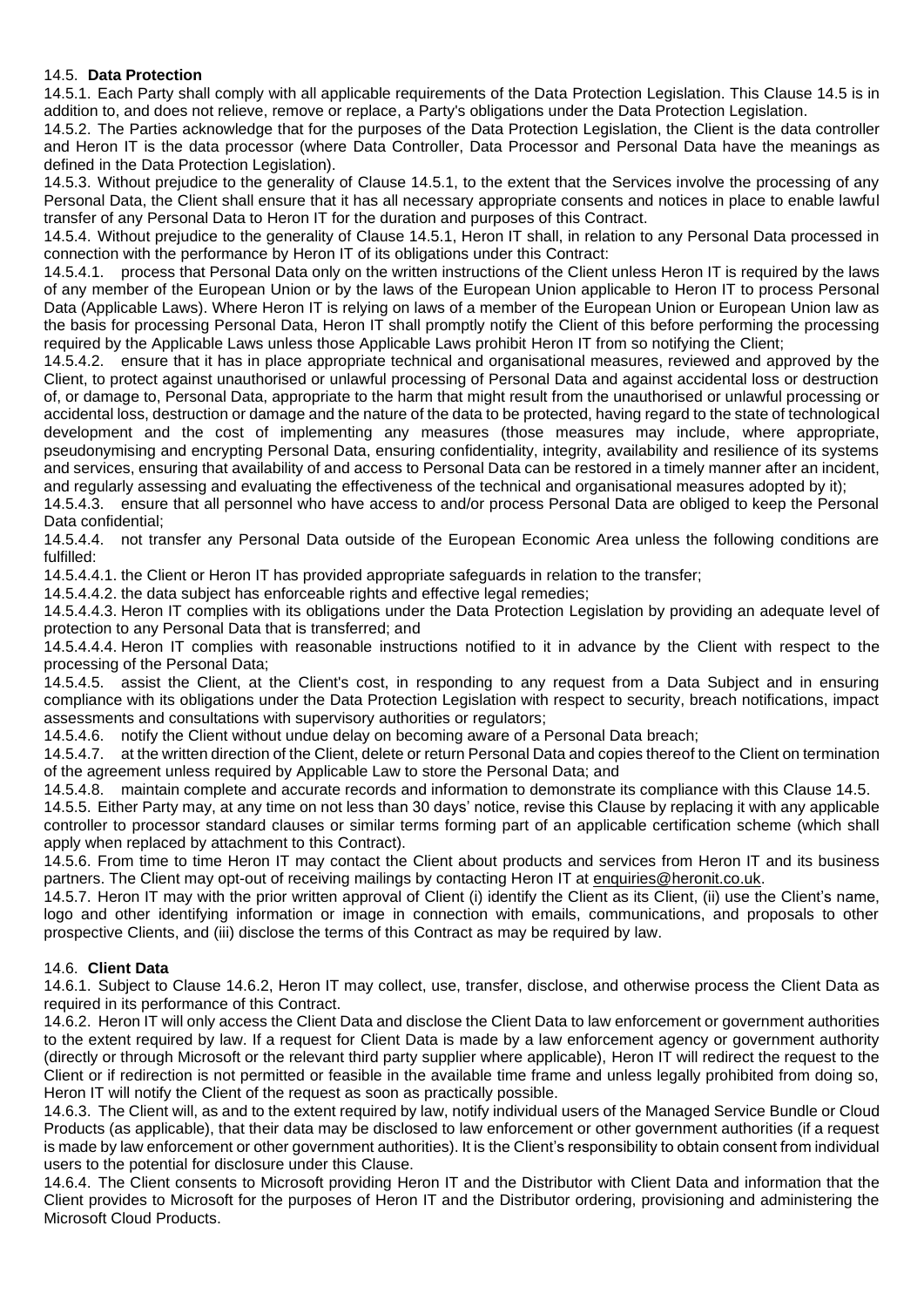### 14.5. **Data Protection**

14.5.1. Each Party shall comply with all applicable requirements of the Data Protection Legislation. This Clause 14.5 is in addition to, and does not relieve, remove or replace, a Party's obligations under the Data Protection Legislation.

14.5.2. The Parties acknowledge that for the purposes of the Data Protection Legislation, the Client is the data controller and Heron IT is the data processor (where Data Controller, Data Processor and Personal Data have the meanings as defined in the Data Protection Legislation).

14.5.3. Without prejudice to the generality of Clause 14.5.1, to the extent that the Services involve the processing of any Personal Data, the Client shall ensure that it has all necessary appropriate consents and notices in place to enable lawful transfer of any Personal Data to Heron IT for the duration and purposes of this Contract.

14.5.4. Without prejudice to the generality of Clause 14.5.1, Heron IT shall, in relation to any Personal Data processed in connection with the performance by Heron IT of its obligations under this Contract:

14.5.4.1. process that Personal Data only on the written instructions of the Client unless Heron IT is required by the laws of any member of the European Union or by the laws of the European Union applicable to Heron IT to process Personal Data (Applicable Laws). Where Heron IT is relying on laws of a member of the European Union or European Union law as the basis for processing Personal Data, Heron IT shall promptly notify the Client of this before performing the processing required by the Applicable Laws unless those Applicable Laws prohibit Heron IT from so notifying the Client;

14.5.4.2. ensure that it has in place appropriate technical and organisational measures, reviewed and approved by the Client, to protect against unauthorised or unlawful processing of Personal Data and against accidental loss or destruction of, or damage to, Personal Data, appropriate to the harm that might result from the unauthorised or unlawful processing or accidental loss, destruction or damage and the nature of the data to be protected, having regard to the state of technological development and the cost of implementing any measures (those measures may include, where appropriate, pseudonymising and encrypting Personal Data, ensuring confidentiality, integrity, availability and resilience of its systems and services, ensuring that availability of and access to Personal Data can be restored in a timely manner after an incident, and regularly assessing and evaluating the effectiveness of the technical and organisational measures adopted by it);

14.5.4.3. ensure that all personnel who have access to and/or process Personal Data are obliged to keep the Personal Data confidential;

14.5.4.4. not transfer any Personal Data outside of the European Economic Area unless the following conditions are fulfilled:

14.5.4.4.1. the Client or Heron IT has provided appropriate safeguards in relation to the transfer;

14.5.4.4.2. the data subject has enforceable rights and effective legal remedies;

14.5.4.4.3. Heron IT complies with its obligations under the Data Protection Legislation by providing an adequate level of protection to any Personal Data that is transferred; and

14.5.4.4.4. Heron IT complies with reasonable instructions notified to it in advance by the Client with respect to the processing of the Personal Data;

14.5.4.5. assist the Client, at the Client's cost, in responding to any request from a Data Subject and in ensuring compliance with its obligations under the Data Protection Legislation with respect to security, breach notifications, impact assessments and consultations with supervisory authorities or regulators;

14.5.4.6. notify the Client without undue delay on becoming aware of a Personal Data breach;

14.5.4.7. at the written direction of the Client, delete or return Personal Data and copies thereof to the Client on termination of the agreement unless required by Applicable Law to store the Personal Data; and

14.5.4.8. maintain complete and accurate records and information to demonstrate its compliance with this Clause 14.5.

14.5.5. Either Party may, at any time on not less than 30 days' notice, revise this Clause by replacing it with any applicable controller to processor standard clauses or similar terms forming part of an applicable certification scheme (which shall apply when replaced by attachment to this Contract).

14.5.6. From time to time Heron IT may contact the Client about products and services from Heron IT and its business partners. The Client may opt-out of receiving mailings by contacting Heron IT at enquiries@heronit.co.uk.

14.5.7. Heron IT may with the prior written approval of Client (i) identify the Client as its Client, (ii) use the Client's name, logo and other identifying information or image in connection with emails, communications, and proposals to other prospective Clients, and (iii) disclose the terms of this Contract as may be required by law.

### 14.6. **Client Data**

14.6.1. Subject to Clause 14.6.2, Heron IT may collect, use, transfer, disclose, and otherwise process the Client Data as required in its performance of this Contract.

14.6.2. Heron IT will only access the Client Data and disclose the Client Data to law enforcement or government authorities to the extent required by law. If a request for Client Data is made by a law enforcement agency or government authority (directly or through Microsoft or the relevant third party supplier where applicable), Heron IT will redirect the request to the Client or if redirection is not permitted or feasible in the available time frame and unless legally prohibited from doing so, Heron IT will notify the Client of the request as soon as practically possible.

14.6.3. The Client will, as and to the extent required by law, notify individual users of the Managed Service Bundle or Cloud Products (as applicable), that their data may be disclosed to law enforcement or other government authorities (if a request is made by law enforcement or other government authorities). It is the Client's responsibility to obtain consent from individual users to the potential for disclosure under this Clause.

14.6.4. The Client consents to Microsoft providing Heron IT and the Distributor with Client Data and information that the Client provides to Microsoft for the purposes of Heron IT and the Distributor ordering, provisioning and administering the Microsoft Cloud Products.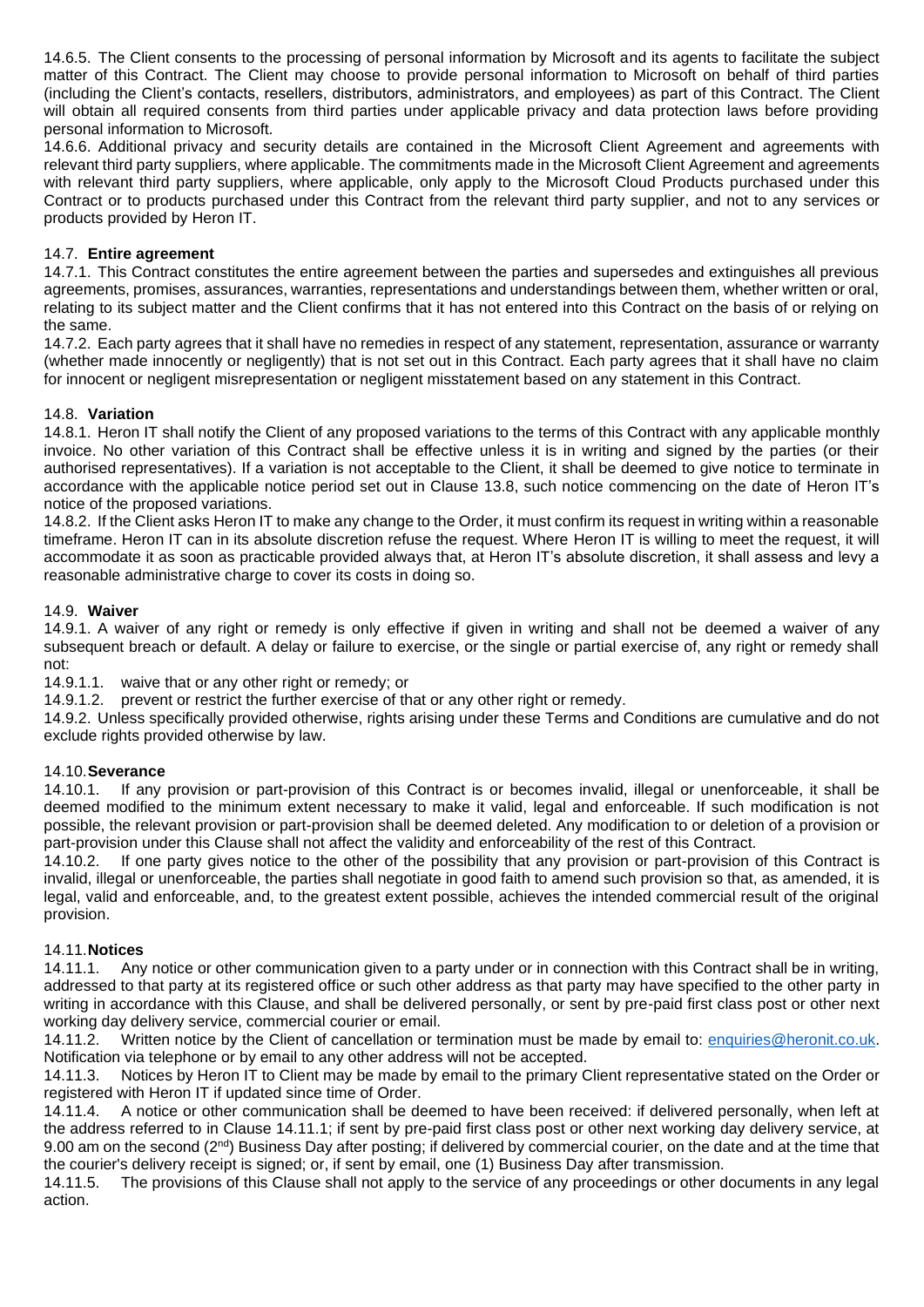14.6.5. The Client consents to the processing of personal information by Microsoft and its agents to facilitate the subject matter of this Contract. The Client may choose to provide personal information to Microsoft on behalf of third parties (including the Client's contacts, resellers, distributors, administrators, and employees) as part of this Contract. The Client will obtain all required consents from third parties under applicable privacy and data protection laws before providing personal information to Microsoft.

14.6.6. Additional privacy and security details are contained in the Microsoft Client Agreement and agreements with relevant third party suppliers, where applicable. The commitments made in the Microsoft Client Agreement and agreements with relevant third party suppliers, where applicable, only apply to the Microsoft Cloud Products purchased under this Contract or to products purchased under this Contract from the relevant third party supplier, and not to any services or products provided by Heron IT.

14.7. **Entire agreement**

14.7.1. This Contract constitutes the entire agreement between the parties and supersedes and extinguishes all previous agreements, promises, assurances, warranties, representations and understandings between them, whether written or oral, relating to its subject matter and the Client confirms that it has not entered into this Contract on the basis of or relying on the same.

14.7.2. Each party agrees that it shall have no remedies in respect of any statement, representation, assurance or warranty (whether made innocently or negligently) that is not set out in this Contract. Each party agrees that it shall have no claim for innocent or negligent misrepresentation or negligent misstatement based on any statement in this Contract.

14.8. **Variation**

14.8.1. Heron IT shall notify the Client of any proposed variations to the terms of this Contract with any applicable monthly invoice. No other variation of this Contract shall be effective unless it is in writing and signed by the parties (or their authorised representatives). If a variation is not acceptable to the Client, it shall be deemed to give notice to terminate in accordance with the applicable notice period set out in Clause 13.8, such notice commencing on the date of Heron IT's notice of the proposed variations.

14.8.2. If the Client asks Heron IT to make any change to the Order, it must confirm its request in writing within a reasonable timeframe. Heron IT can in its absolute discretion refuse the request. Where Heron IT is willing to meet the request, it will accommodate it as soon as practicable provided always that, at Heron IT's absolute discretion, it shall assess and levy a reasonable administrative charge to cover its costs in doing so.

14.9. **Waiver**

14.9.1. A waiver of any right or remedy is only effective if given in writing and shall not be deemed a waiver of any subsequent breach or default. A delay or failure to exercise, or the single or partial exercise of, any right or remedy shall not:

14.9.1.1. waive that or any other right or remedy; or

14.9.1.2. prevent or restrict the further exercise of that or any other right or remedy.

14.9.2. Unless specifically provided otherwise, rights arising under these Terms and Conditions are cumulative and do not exclude rights provided otherwise by law.

14.10. **Severance**

14.10.1. If any provision or part-provision of this Contract is or becomes invalid, illegal or unenforceable, it shall be deemed modified to the minimum extent necessary to make it valid, legal and enforceable. If such modification is not possible, the relevant provision or part-provision shall be deemed deleted. Any modification to or deletion of a provision or part-provision under this Clause shall not affect the validity and enforceability of the rest of this Contract.

14.10.2. If one party gives notice to the other of the possibility that any provision or part-provision of this Contract is invalid, illegal or unenforceable, the parties shall negotiate in good faith to amend such provision so that, as amended, it is legal, valid and enforceable, and, to the greatest extent possible, achieves the intended commercial result of the original provision.

14.11. **Notices**

14.11.1. Any notice or other communication given to a party under or in connection with this Contract shall be in writing, addressed to that party at its registered office or such other address as that party may have specified to the other party in writing in accordance with this Clause, and shall be delivered personally, or sent by pre-paid first class post or other next working day delivery service, commercial courier or email.

14.11.2. Written notice by the Client of cancellation or termination must be made by email to: enquiries@heronit.co.uk. Notification via telephone or by email to any other address will not be accepted.

14.11.3. Notices by Heron IT to Client may be made by email to the primary Client representative stated on the Order or registered with Heron IT if updated since time of Order.

14.11.4. A notice or other communication shall be deemed to have been received: if delivered personally, when left at the address referred to in Clause 14.11.1; if sent by pre-paid first class post or other next working day delivery service, at 9.00 am on the second (2nd) Business Day after posting; if delivered by commercial courier, on the date and at the time that the courier's delivery receipt is signed; or, if sent by email, one (1) Business Day after transmission.

14.11.5. The provisions of this Clause shall not apply to the service of any proceedings or other documents in any legal action.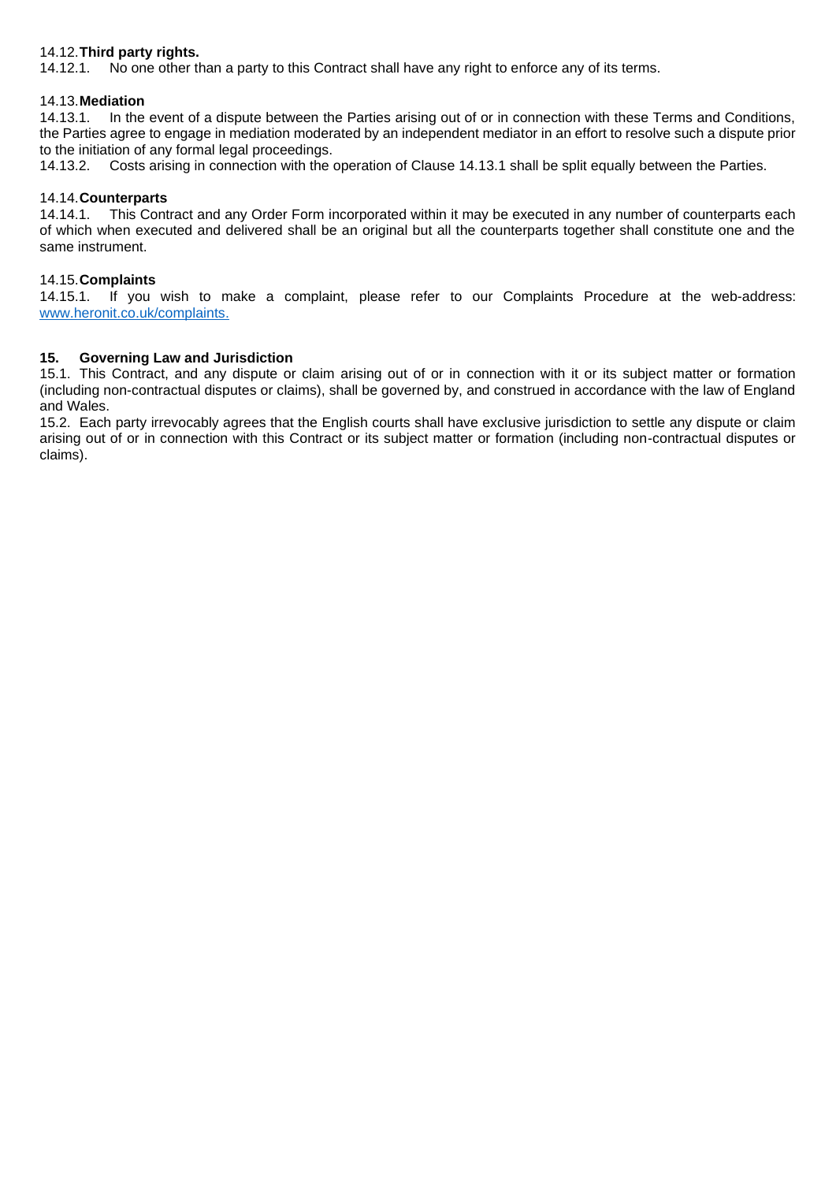14.12. **Third party rights.**

14.12.1. No one other than a party to this Contract shall have any right to enforce any of its terms.

14.13. **Mediation**

14.13.1. In the event of a dispute between the Parties arising out of or in connection with these Terms and Conditions, the Parties agree to engage in mediation moderated by an independent mediator in an effort to resolve such a dispute prior to the initiation of any formal legal proceedings.

14.13.2. Costs arising in connection with the operation of Clause 14.13.1 shall be split equally between the Parties.

14.14. **Counterparts**

14.14.1. This Contract and any Order Form incorporated within it may be executed in any number of counterparts each of which when executed and delivered shall be an original but all the counterparts together shall constitute one and the same instrument.

14.15. **Complaints**

14.15.1. If you wish to make a complaint, please refer to our Complaints Procedure at the web-address: [www.heronit.co.uk/complaints.](www.heronit.co.uk/complaints)

## 15. Governing Law and Jurisdiction

15.1. This Contract, and any dispute or claim arising out of or in connection with it or its subject matter or formation (including non-contractual disputes or claims), shall be governed by, and construed in accordance with the law of England and Wales.

15.2. Each party irrevocably agrees that the English courts shall have exclusive jurisdiction to settle any dispute or claim arising out of or in connection with this Contract or its subject matter or formation (including non-contractual disputes or claims).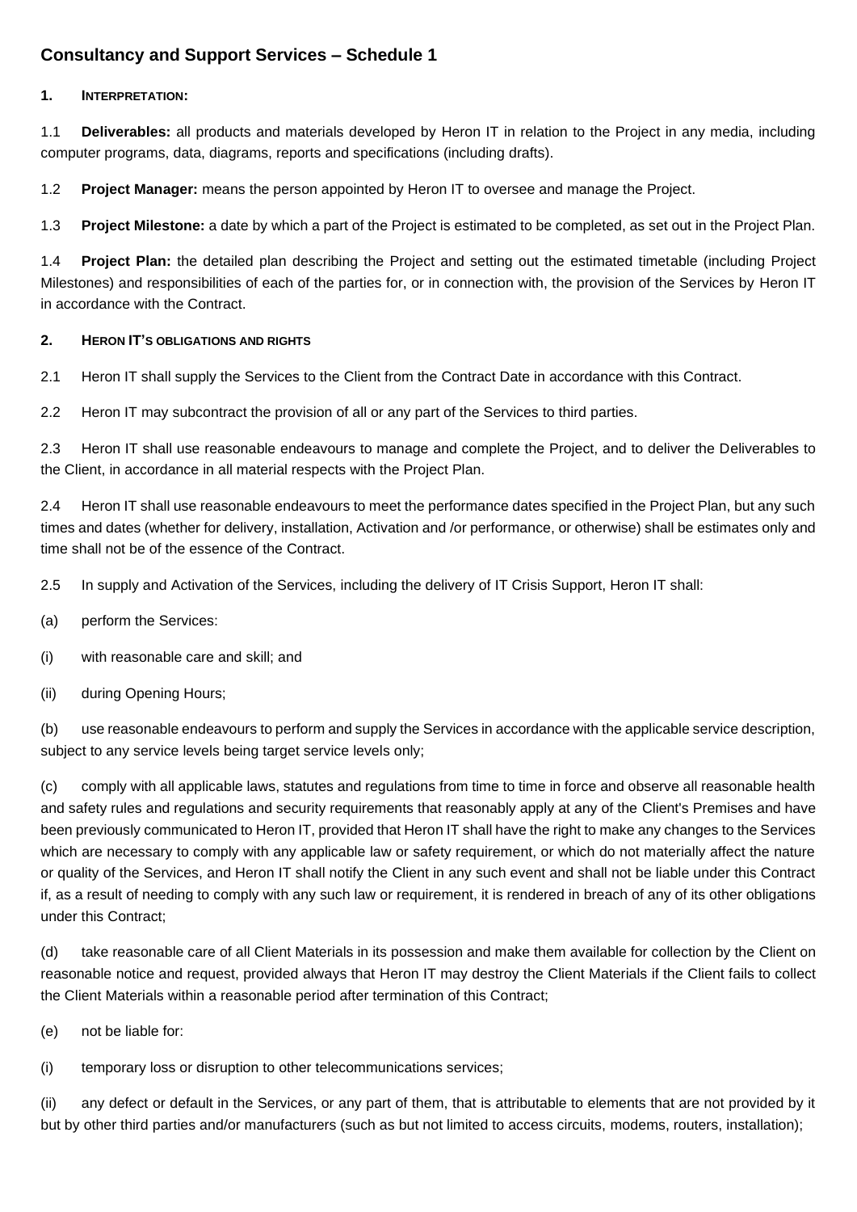## Consultancy and Support Services – Schedule 1

**1. INTERPRETATION:**

1.1 **Deliverables:** all products and materials developed by Heron IT in relation to the Project in any media, including computer programs, data, diagrams, reports and specifications (including drafts).

1.2 **Project Manager:** means the person appointed by Heron IT to oversee and manage the Project.

1.3 **Project Milestone:** a date by which a part of the Project is estimated to be completed, as set out in the Project Plan.

1.4 **Project Plan:** the detailed plan describing the Project and setting out the estimated timetable (including Project Milestones) and responsibilities of each of the parties for, or in connection with, the provision of the Services by Heron IT in accordance with the Contract.

**2. HERON IT'S OBLIGATIONS AND RIGHTS**

2.1 Heron IT shall supply the Services to the Client from the Contract Date in accordance with this Contract.

2.2 Heron IT may subcontract the provision of all or any part of the Services to third parties.

2.3 Heron IT shall use reasonable endeavours to manage and complete the Project, and to deliver the Deliverables to the Client, in accordance in all material respects with the Project Plan.

2.4 Heron IT shall use reasonable endeavours to meet the performance dates specified in the Project Plan, but any such times and dates (whether for delivery, installation, Activation and /or performance, or otherwise) shall be estimates only and time shall not be of the essence of the Contract.

2.5 In supply and Activation of the Services, including the delivery of IT Crisis Support, Heron IT shall:

(a) perform the Services:

(i) with reasonable care and skill; and

(ii) during Opening Hours;

(b) use reasonable endeavours to perform and supply the Services in accordance with the applicable service description, subject to any service levels being target service levels only;

(c) comply with all applicable laws, statutes and regulations from time to time in force and observe all reasonable health and safety rules and regulations and security requirements that reasonably apply at any of the Client's Premises and have been previously communicated to Heron IT, provided that Heron IT shall have the right to make any changes to the Services which are necessary to comply with any applicable law or safety requirement, or which do not materially affect the nature or quality of the Services, and Heron IT shall notify the Client in any such event and shall not be liable under this Contract if, as a result of needing to comply with any such law or requirement, it is rendered in breach of any of its other obligations under this Contract;

(d) take reasonable care of all Client Materials in its possession and make them available for collection by the Client on reasonable notice and request, provided always that Heron IT may destroy the Client Materials if the Client fails to collect the Client Materials within a reasonable period after termination of this Contract;

(e) not be liable for:

(i) temporary loss or disruption to other telecommunications services;

(ii) any defect or default in the Services, or any part of them, that is attributable to elements that are not provided by it but by other third parties and/or manufacturers (such as but not limited to access circuits, modems, routers, installation);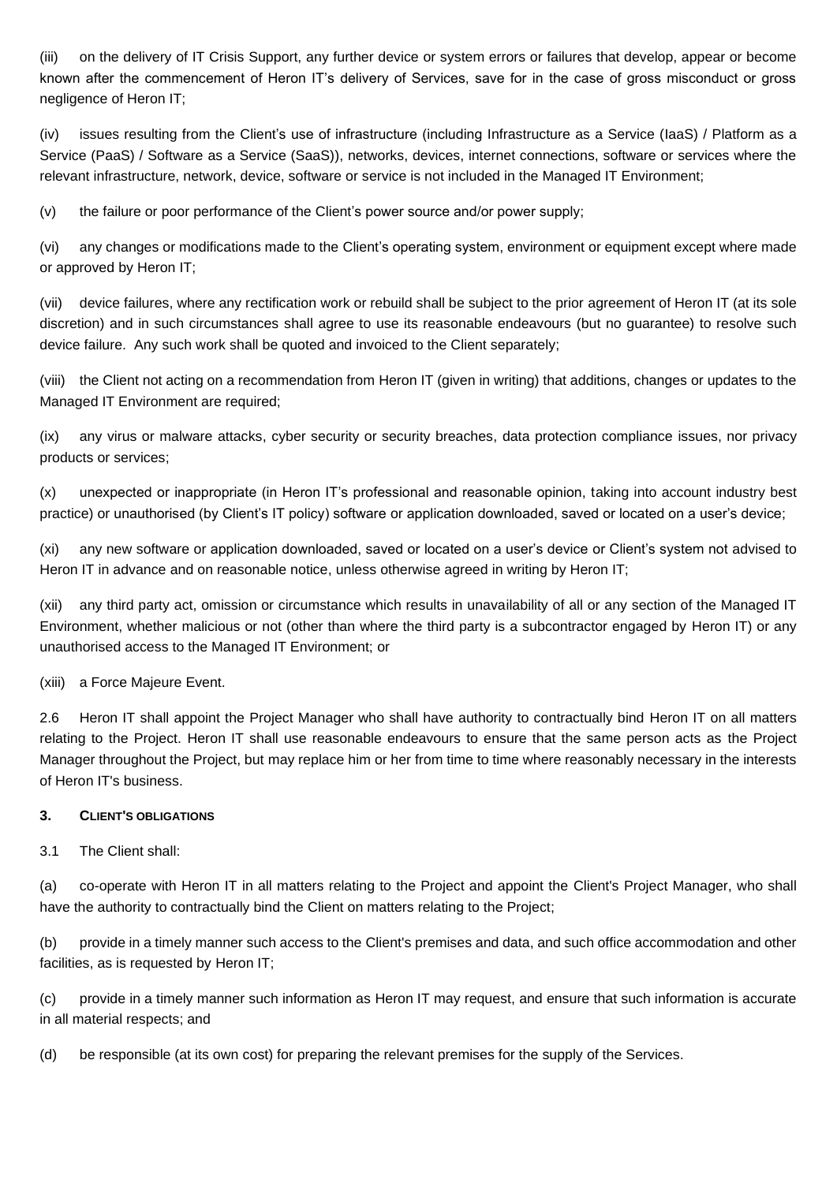(iii) on the delivery of IT Crisis Support, any further device or system errors or failures that develop, appear or become known after the commencement of Heron IT's delivery of Services, save for in the case of gross misconduct or gross negligence of Heron IT;

(iv) issues resulting from the Client's use of infrastructure (including Infrastructure as a Service (IaaS) / Platform as a Service (PaaS) / Software as a Service (SaaS)), networks, devices, internet connections, software or services where the relevant infrastructure, network, device, software or service is not included in the Managed IT Environment;

(v) the failure or poor performance of the Client's power source and/or power supply;

(vi) any changes or modifications made to the Client's operating system, environment or equipment except where made or approved by Heron IT;

(vii) device failures, where any rectification work or rebuild shall be subject to the prior agreement of Heron IT (at its sole discretion) and in such circumstances shall agree to use its reasonable endeavours (but no guarantee) to resolve such device failure. Any such work shall be quoted and invoiced to the Client separately;

(viii) the Client not acting on a recommendation from Heron IT (given in writing) that additions, changes or updates to the Managed IT Environment are required;

(ix) any virus or malware attacks, cyber security or security breaches, data protection compliance issues, nor privacy products or services;

(x) unexpected or inappropriate (in Heron IT's professional and reasonable opinion, taking into account industry best practice) or unauthorised (by Client's IT policy) software or application downloaded, saved or located on a user's device;

(xi) any new software or application downloaded, saved or located on a user's device or Client's system not advised to Heron IT in advance and on reasonable notice, unless otherwise agreed in writing by Heron IT;

(xii) any third party act, omission or circumstance which results in unavailability of all or any section of the Managed IT Environment, whether malicious or not (other than where the third party is a subcontractor engaged by Heron IT) or any unauthorised access to the Managed IT Environment; or

(xiii) a Force Majeure Event.

2.6 Heron IT shall appoint the Project Manager who shall have authority to contractually bind Heron IT on all matters relating to the Project. Heron IT shall use reasonable endeavours to ensure that the same person acts as the Project Manager throughout the Project, but may replace him or her from time to time where reasonably necessary in the interests of Heron IT's business.

### 3. Client's obligations

3.1 The Client shall:

(a) co-operate with Heron IT in all matters relating to the Project and appoint the Client's Project Manager, who shall have the authority to contractually bind the Client on matters relating to the Project;

(b) provide in a timely manner such access to the Client's premises and data, and such office accommodation and other facilities, as is requested by Heron IT;

(c) provide in a timely manner such information as Heron IT may request, and ensure that such information is accurate in all material respects; and

(d) be responsible (at its own cost) for preparing the relevant premises for the supply of the Services.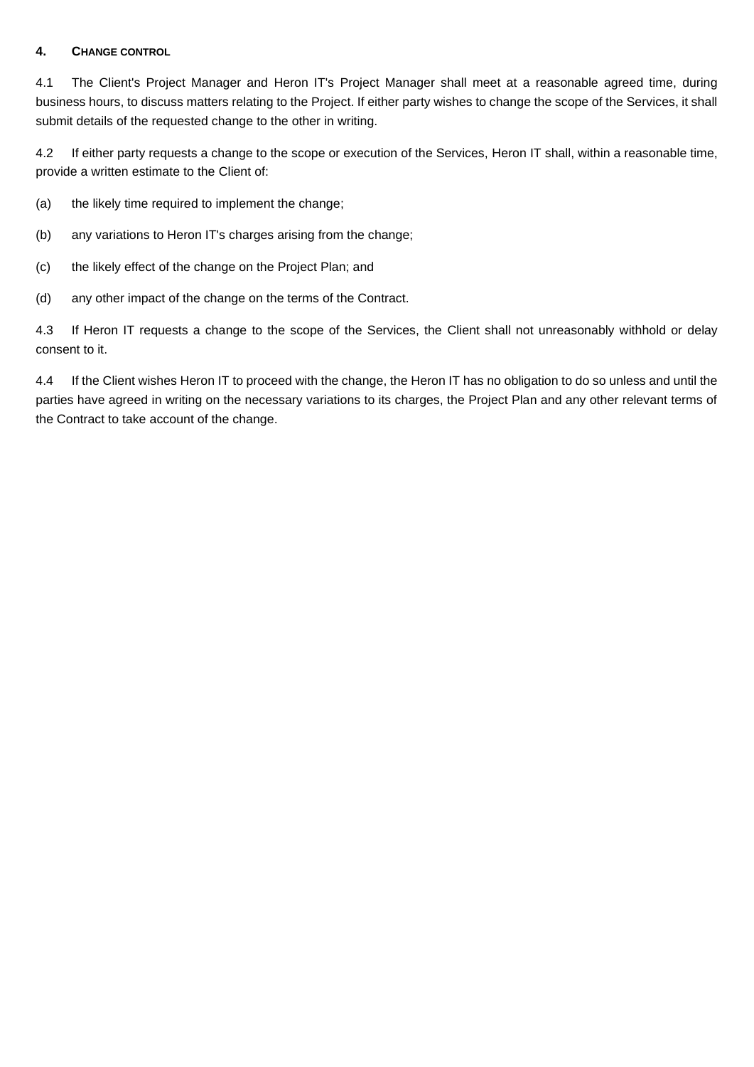## 4. CHANGE CONTROL

4.1 The Client's Project Manager and Heron IT's Project Manager shall meet at a reasonable agreed time, during business hours, to discuss matters relating to the Project. If either party wishes to change the scope of the Services, it shall submit details of the requested change to the other in writing.

4.2 If either party requests a change to the scope or execution of the Services, Heron IT shall, within a reasonable time, provide a written estimate to the Client of:

(a) the likely time required to implement the change;

(b) any variations to Heron IT's charges arising from the change;

(c) the likely effect of the change on the Project Plan; and

(d) any other impact of the change on the terms of the Contract.

4.3 If Heron IT requests a change to the scope of the Services, the Client shall not unreasonably withhold or delay consent to it.

4.4 If the Client wishes Heron IT to proceed with the change, the Heron IT has no obligation to do so unless and until the parties have agreed in writing on the necessary variations to its charges, the Project Plan and any other relevant terms of the Contract to take account of the change.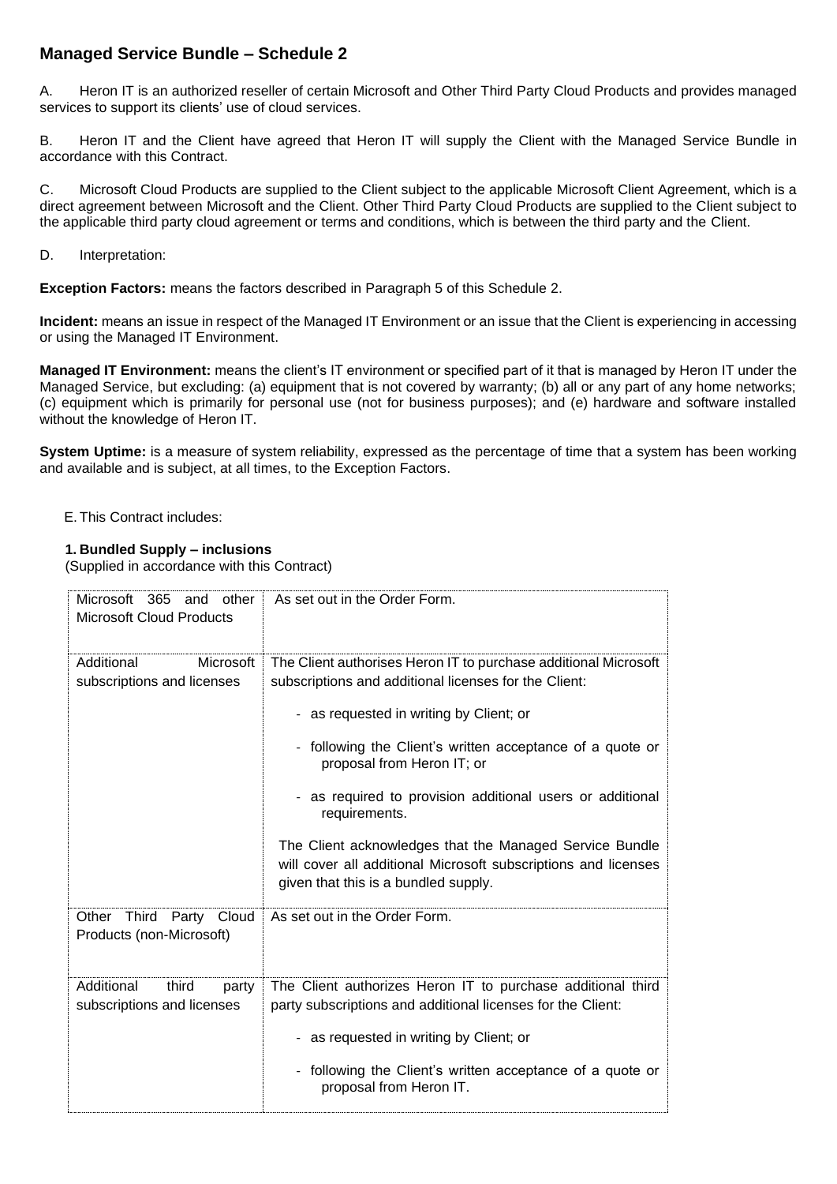## Managed Service Bundle – Schedule 2

A. Heron IT is an authorized reseller of certain Microsoft and Other Third Party Cloud Products and provides managed services to support its clients' use of cloud services.

B. Heron IT and the Client have agreed that Heron IT will supply the Client with the Managed Service Bundle in accordance with this Contract.

C. Microsoft Cloud Products are supplied to the Client subject to the applicable Microsoft Client Agreement, which is a direct agreement between Microsoft and the Client. Other Third Party Cloud Products are supplied to the Client subject to the applicable third party cloud agreement or terms and conditions, which is between the third party and the Client.

D. Interpretation:

**Exception Factors:** means the factors described in Paragraph 5 of this Schedule 2.

**Incident:** means an issue in respect of the Managed IT Environment or an issue that the Client is experiencing in accessing or using the Managed IT Environment.

**Managed IT Environment:** means the client's IT environment or specified part of it that is managed by Heron IT under the Managed Service, but excluding: (a) equipment that is not covered by warranty; (b) all or any part of any home networks; (c) equipment which is primarily for personal use (not for business purposes); and (e) hardware and software installed without the knowledge of Heron IT.

**System Uptime:** is a measure of system reliability, expressed as the percentage of time that a system has been working and available and is subject, at all times, to the Exception Factors.

E. This Contract includes:

**1. Bundled Supply – inclusions**
(Supplied in accordance with this Contract)

| | |
|---|---|
| Microsoft 365 and other Microsoft Cloud Products | As set out in the Order Form. |
| Additional Microsoft subscriptions and licenses | The Client authorises Heron IT to purchase additional Microsoft subscriptions and additional licenses for the Client:<br><br>- as requested in writing by Client; or<br><br>- following the Client's written acceptance of a quote or proposal from Heron IT; or<br><br>- as required to provision additional users or additional requirements.<br><br>The Client acknowledges that the Managed Service Bundle will cover all additional Microsoft subscriptions and licenses given that this is a bundled supply. |
| Other Third Party Cloud Products (non-Microsoft) | As set out in the Order Form. |
| Additional third party subscriptions and licenses | The Client authorizes Heron IT to purchase additional third party subscriptions and additional licenses for the Client:<br><br>- as requested in writing by Client; or<br><br>- following the Client's written acceptance of a quote or proposal from Heron IT. |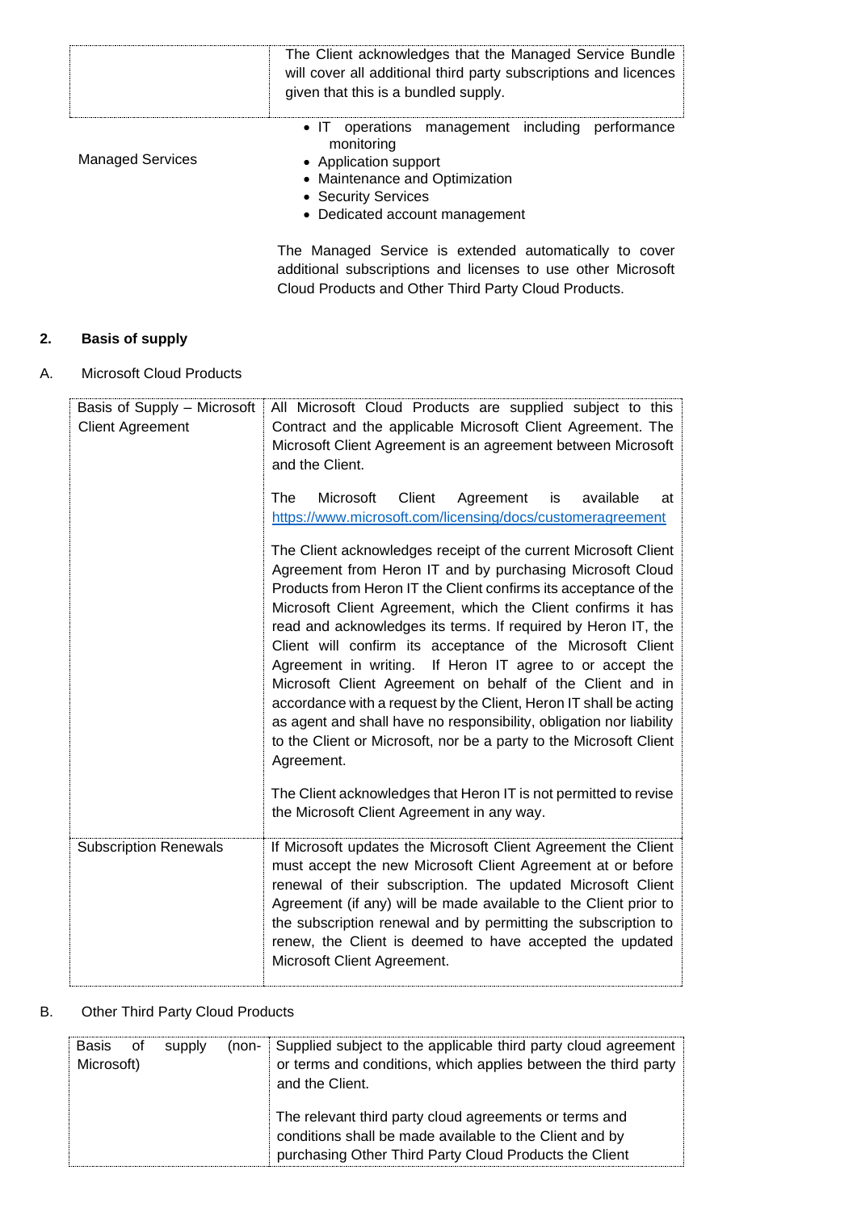| | |
|---|---|
| | The Client acknowledges that the Managed Service Bundle will cover all additional third party subscriptions and licences given that this is a bundled supply. |
| Managed Services | • IT operations management including performance monitoring<br>• Application support<br>• Maintenance and Optimization<br>• Security Services<br>• Dedicated account management<br><br>The Managed Service is extended automatically to cover additional subscriptions and licenses to use other Microsoft Cloud Products and Other Third Party Cloud Products. |

**2. Basis of supply**

A. Microsoft Cloud Products

| | |
|---|---|
| Basis of Supply – Microsoft Client Agreement | All Microsoft Cloud Products are supplied subject to this Contract and the applicable Microsoft Client Agreement. The Microsoft Client Agreement is an agreement between Microsoft and the Client.<br><br>The Microsoft Client Agreement is available at https://www.microsoft.com/licensing/docs/customeragreement<br><br>The Client acknowledges receipt of the current Microsoft Client Agreement from Heron IT and by purchasing Microsoft Cloud Products from Heron IT the Client confirms its acceptance of the Microsoft Client Agreement, which the Client confirms it has read and acknowledges its terms. If required by Heron IT, the Client will confirm its acceptance of the Microsoft Client Agreement in writing. If Heron IT agree to or accept the Microsoft Client Agreement on behalf of the Client and in accordance with a request by the Client, Heron IT shall be acting as agent and shall have no responsibility, obligation nor liability to the Client or Microsoft, nor be a party to the Microsoft Client Agreement.<br><br>The Client acknowledges that Heron IT is not permitted to revise the Microsoft Client Agreement in any way. |
| Subscription Renewals | If Microsoft updates the Microsoft Client Agreement the Client must accept the new Microsoft Client Agreement at or before renewal of their subscription. The updated Microsoft Client Agreement (if any) will be made available to the Client prior to the subscription renewal and by permitting the subscription to renew, the Client is deemed to have accepted the updated Microsoft Client Agreement. |

B. Other Third Party Cloud Products

| | |
|---|---|
| Basis of supply (non-Microsoft) | Supplied subject to the applicable third party cloud agreement or terms and conditions, which applies between the third party and the Client.<br><br>The relevant third party cloud agreements or terms and conditions shall be made available to the Client and by purchasing Other Third Party Cloud Products the Client |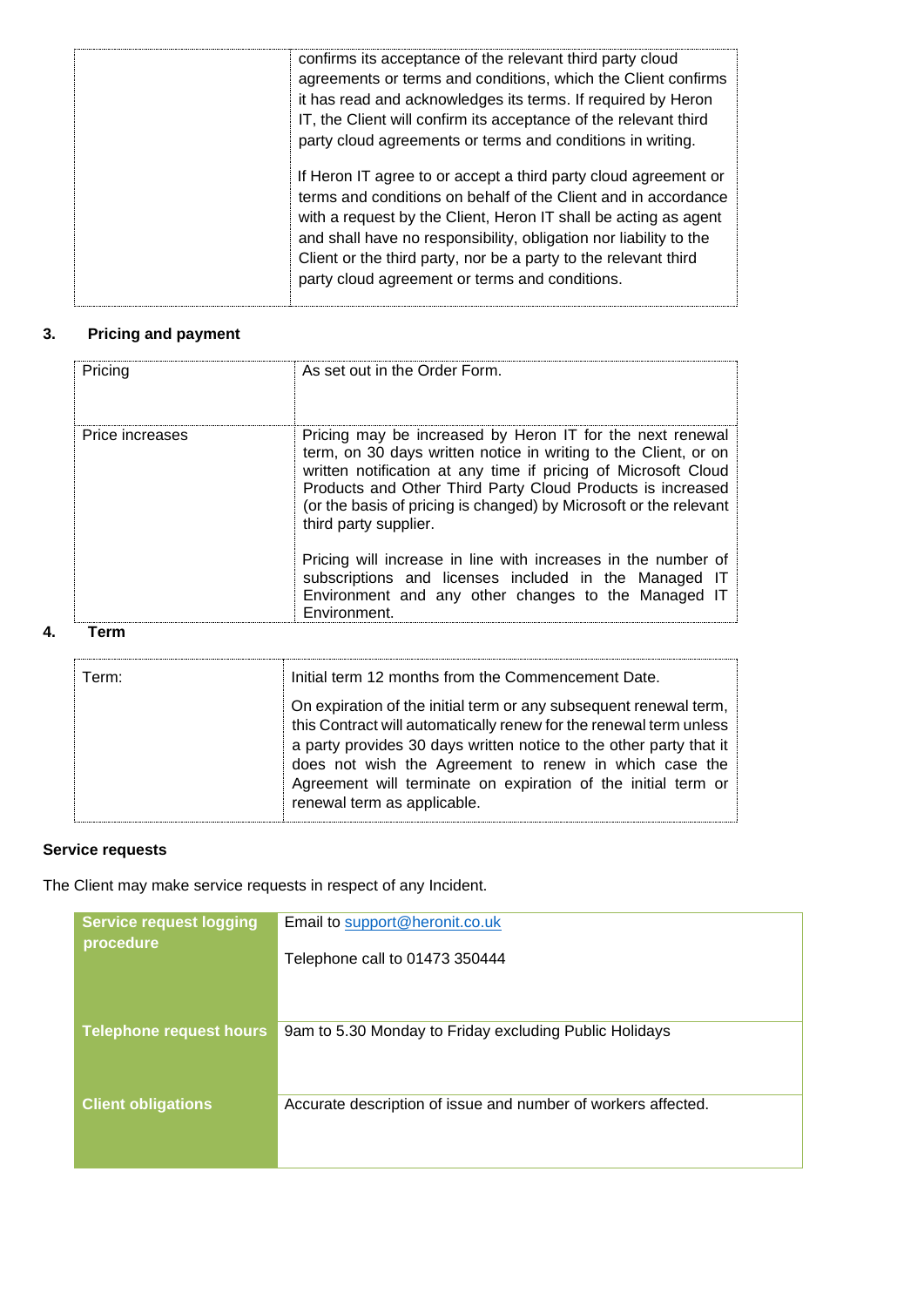| | |
|---|---|
| | confirms its acceptance of the relevant third party cloud agreements or terms and conditions, which the Client confirms it has read and acknowledges its terms. If required by Heron IT, the Client will confirm its acceptance of the relevant third party cloud agreements or terms and conditions in writing.<br><br>If Heron IT agree to or accept a third party cloud agreement or terms and conditions on behalf of the Client and in accordance with a request by the Client, Heron IT shall be acting as agent and shall have no responsibility, obligation nor liability to the Client or the third party, nor be a party to the relevant third party cloud agreement or terms and conditions. |

**3. Pricing and payment**

| | |
|---|---|
| Pricing | As set out in the Order Form. |
| Price increases | Pricing may be increased by Heron IT for the next renewal term, on 30 days written notice in writing to the Client, or on written notification at any time if pricing of Microsoft Cloud Products and Other Third Party Cloud Products is increased (or the basis of pricing is changed) by Microsoft or the relevant third party supplier.<br><br>Pricing will increase in line with increases in the number of subscriptions and licenses included in the Managed IT Environment and any other changes to the Managed IT Environment. |

**4. Term**

| | |
|---|---|
| Term: | Initial term 12 months from the Commencement Date.<br><br>On expiration of the initial term or any subsequent renewal term, this Contract will automatically renew for the renewal term unless a party provides 30 days written notice to the other party that it does not wish the Agreement to renew in which case the Agreement will terminate on expiration of the initial term or renewal term as applicable. |

**Service requests**

The Client may make service requests in respect of any Incident.

| | |
|---|---|
| **Service request logging procedure** | Email to support@heronit.co.uk<br><br>Telephone call to 01473 350444 |
| **Telephone request hours** | 9am to 5.30 Monday to Friday excluding Public Holidays |
| **Client obligations** | Accurate description of issue and number of workers affected. |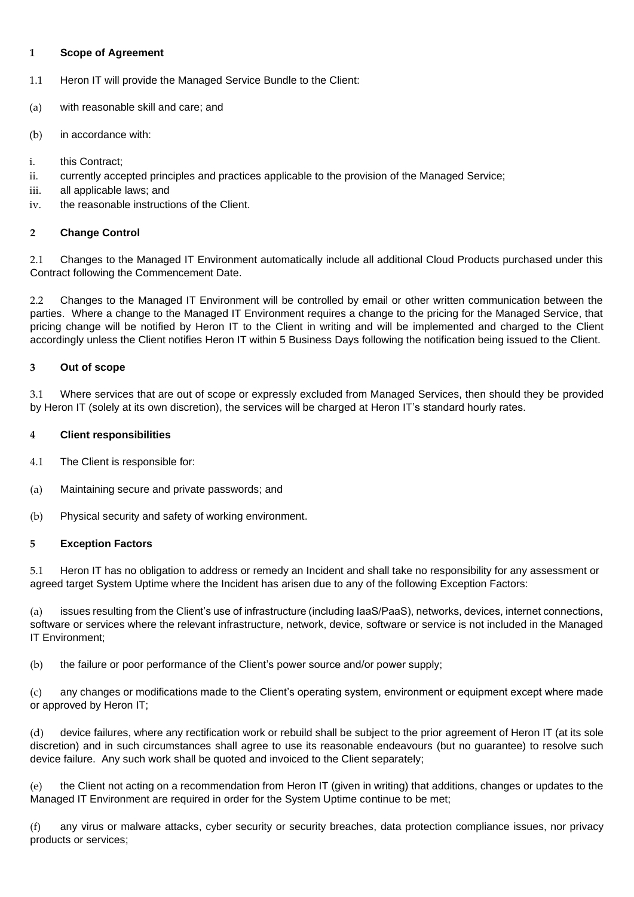## 1 Scope of Agreement

1.1 Heron IT will provide the Managed Service Bundle to the Client:

(a) with reasonable skill and care; and

(b) in accordance with:

i. this Contract;
ii. currently accepted principles and practices applicable to the provision of the Managed Service;
iii. all applicable laws; and
iv. the reasonable instructions of the Client.

## 2 Change Control

2.1 Changes to the Managed IT Environment automatically include all additional Cloud Products purchased under this Contract following the Commencement Date.

2.2 Changes to the Managed IT Environment will be controlled by email or other written communication between the parties. Where a change to the Managed IT Environment requires a change to the pricing for the Managed Service, that pricing change will be notified by Heron IT to the Client in writing and will be implemented and charged to the Client accordingly unless the Client notifies Heron IT within 5 Business Days following the notification being issued to the Client.

## 3 Out of scope

3.1 Where services that are out of scope or expressly excluded from Managed Services, then should they be provided by Heron IT (solely at its own discretion), the services will be charged at Heron IT's standard hourly rates.

## 4 Client responsibilities

4.1 The Client is responsible for:

(a) Maintaining secure and private passwords; and

(b) Physical security and safety of working environment.

## 5 Exception Factors

5.1 Heron IT has no obligation to address or remedy an Incident and shall take no responsibility for any assessment or agreed target System Uptime where the Incident has arisen due to any of the following Exception Factors:

(a) issues resulting from the Client's use of infrastructure (including IaaS/PaaS), networks, devices, internet connections, software or services where the relevant infrastructure, network, device, software or service is not included in the Managed IT Environment;

(b) the failure or poor performance of the Client's power source and/or power supply;

(c) any changes or modifications made to the Client's operating system, environment or equipment except where made or approved by Heron IT;

(d) device failures, where any rectification work or rebuild shall be subject to the prior agreement of Heron IT (at its sole discretion) and in such circumstances shall agree to use its reasonable endeavours (but no guarantee) to resolve such device failure. Any such work shall be quoted and invoiced to the Client separately;

(e) the Client not acting on a recommendation from Heron IT (given in writing) that additions, changes or updates to the Managed IT Environment are required in order for the System Uptime continue to be met;

(f) any virus or malware attacks, cyber security or security breaches, data protection compliance issues, nor privacy products or services;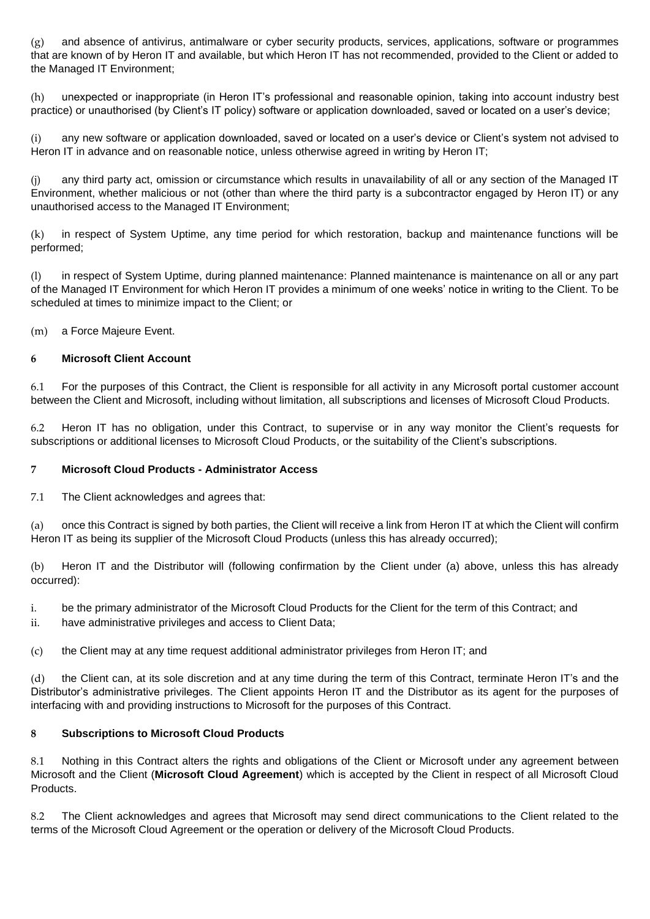(g) and absence of antivirus, antimalware or cyber security products, services, applications, software or programmes that are known of by Heron IT and available, but which Heron IT has not recommended, provided to the Client or added to the Managed IT Environment;

(h) unexpected or inappropriate (in Heron IT's professional and reasonable opinion, taking into account industry best practice) or unauthorised (by Client's IT policy) software or application downloaded, saved or located on a user's device;

(i) any new software or application downloaded, saved or located on a user's device or Client's system not advised to Heron IT in advance and on reasonable notice, unless otherwise agreed in writing by Heron IT;

(j) any third party act, omission or circumstance which results in unavailability of all or any section of the Managed IT Environment, whether malicious or not (other than where the third party is a subcontractor engaged by Heron IT) or any unauthorised access to the Managed IT Environment;

(k) in respect of System Uptime, any time period for which restoration, backup and maintenance functions will be performed;

(l) in respect of System Uptime, during planned maintenance: Planned maintenance is maintenance on all or any part of the Managed IT Environment for which Heron IT provides a minimum of one weeks' notice in writing to the Client. To be scheduled at times to minimize impact to the Client; or

(m) a Force Majeure Event.

## 6 Microsoft Client Account

6.1 For the purposes of this Contract, the Client is responsible for all activity in any Microsoft portal customer account between the Client and Microsoft, including without limitation, all subscriptions and licenses of Microsoft Cloud Products.

6.2 Heron IT has no obligation, under this Contract, to supervise or in any way monitor the Client's requests for subscriptions or additional licenses to Microsoft Cloud Products, or the suitability of the Client's subscriptions.

## 7 Microsoft Cloud Products - Administrator Access

7.1 The Client acknowledges and agrees that:

(a) once this Contract is signed by both parties, the Client will receive a link from Heron IT at which the Client will confirm Heron IT as being its supplier of the Microsoft Cloud Products (unless this has already occurred);

(b) Heron IT and the Distributor will (following confirmation by the Client under (a) above, unless this has already occurred):

i. be the primary administrator of the Microsoft Cloud Products for the Client for the term of this Contract; and
ii. have administrative privileges and access to Client Data;

(c) the Client may at any time request additional administrator privileges from Heron IT; and

(d) the Client can, at its sole discretion and at any time during the term of this Contract, terminate Heron IT's and the Distributor's administrative privileges. The Client appoints Heron IT and the Distributor as its agent for the purposes of interfacing with and providing instructions to Microsoft for the purposes of this Contract.

## 8 Subscriptions to Microsoft Cloud Products

8.1 Nothing in this Contract alters the rights and obligations of the Client or Microsoft under any agreement between Microsoft and the Client (**Microsoft Cloud Agreement**) which is accepted by the Client in respect of all Microsoft Cloud Products.

8.2 The Client acknowledges and agrees that Microsoft may send direct communications to the Client related to the terms of the Microsoft Cloud Agreement or the operation or delivery of the Microsoft Cloud Products.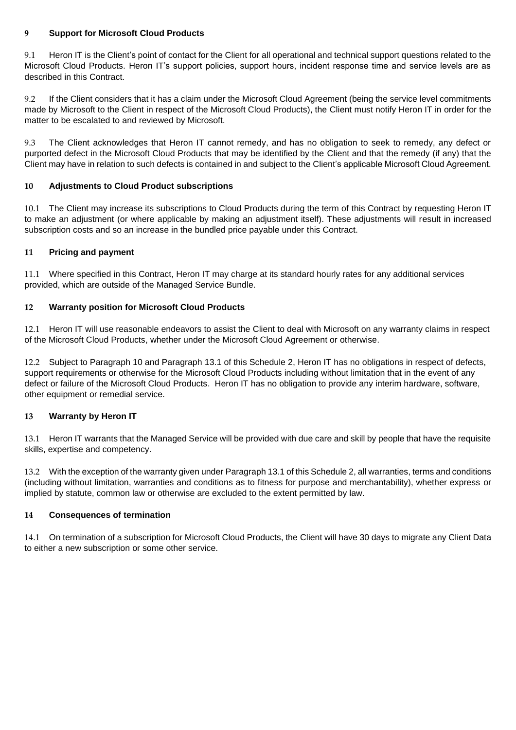## 9 Support for Microsoft Cloud Products

9.1 Heron IT is the Client's point of contact for the Client for all operational and technical support questions related to the Microsoft Cloud Products. Heron IT's support policies, support hours, incident response time and service levels are as described in this Contract.

9.2 If the Client considers that it has a claim under the Microsoft Cloud Agreement (being the service level commitments made by Microsoft to the Client in respect of the Microsoft Cloud Products), the Client must notify Heron IT in order for the matter to be escalated to and reviewed by Microsoft.

9.3 The Client acknowledges that Heron IT cannot remedy, and has no obligation to seek to remedy, any defect or purported defect in the Microsoft Cloud Products that may be identified by the Client and that the remedy (if any) that the Client may have in relation to such defects is contained in and subject to the Client's applicable Microsoft Cloud Agreement.

## 10 Adjustments to Cloud Product subscriptions

10.1 The Client may increase its subscriptions to Cloud Products during the term of this Contract by requesting Heron IT to make an adjustment (or where applicable by making an adjustment itself). These adjustments will result in increased subscription costs and so an increase in the bundled price payable under this Contract.

## 11 Pricing and payment

11.1 Where specified in this Contract, Heron IT may charge at its standard hourly rates for any additional services provided, which are outside of the Managed Service Bundle.

## 12 Warranty position for Microsoft Cloud Products

12.1 Heron IT will use reasonable endeavors to assist the Client to deal with Microsoft on any warranty claims in respect of the Microsoft Cloud Products, whether under the Microsoft Cloud Agreement or otherwise.

12.2 Subject to Paragraph 10 and Paragraph 13.1 of this Schedule 2, Heron IT has no obligations in respect of defects, support requirements or otherwise for the Microsoft Cloud Products including without limitation that in the event of any defect or failure of the Microsoft Cloud Products. Heron IT has no obligation to provide any interim hardware, software, other equipment or remedial service.

## 13 Warranty by Heron IT

13.1 Heron IT warrants that the Managed Service will be provided with due care and skill by people that have the requisite skills, expertise and competency.

13.2 With the exception of the warranty given under Paragraph 13.1 of this Schedule 2, all warranties, terms and conditions (including without limitation, warranties and conditions as to fitness for purpose and merchantability), whether express or implied by statute, common law or otherwise are excluded to the extent permitted by law.

## 14 Consequences of termination

14.1 On termination of a subscription for Microsoft Cloud Products, the Client will have 30 days to migrate any Client Data to either a new subscription or some other service.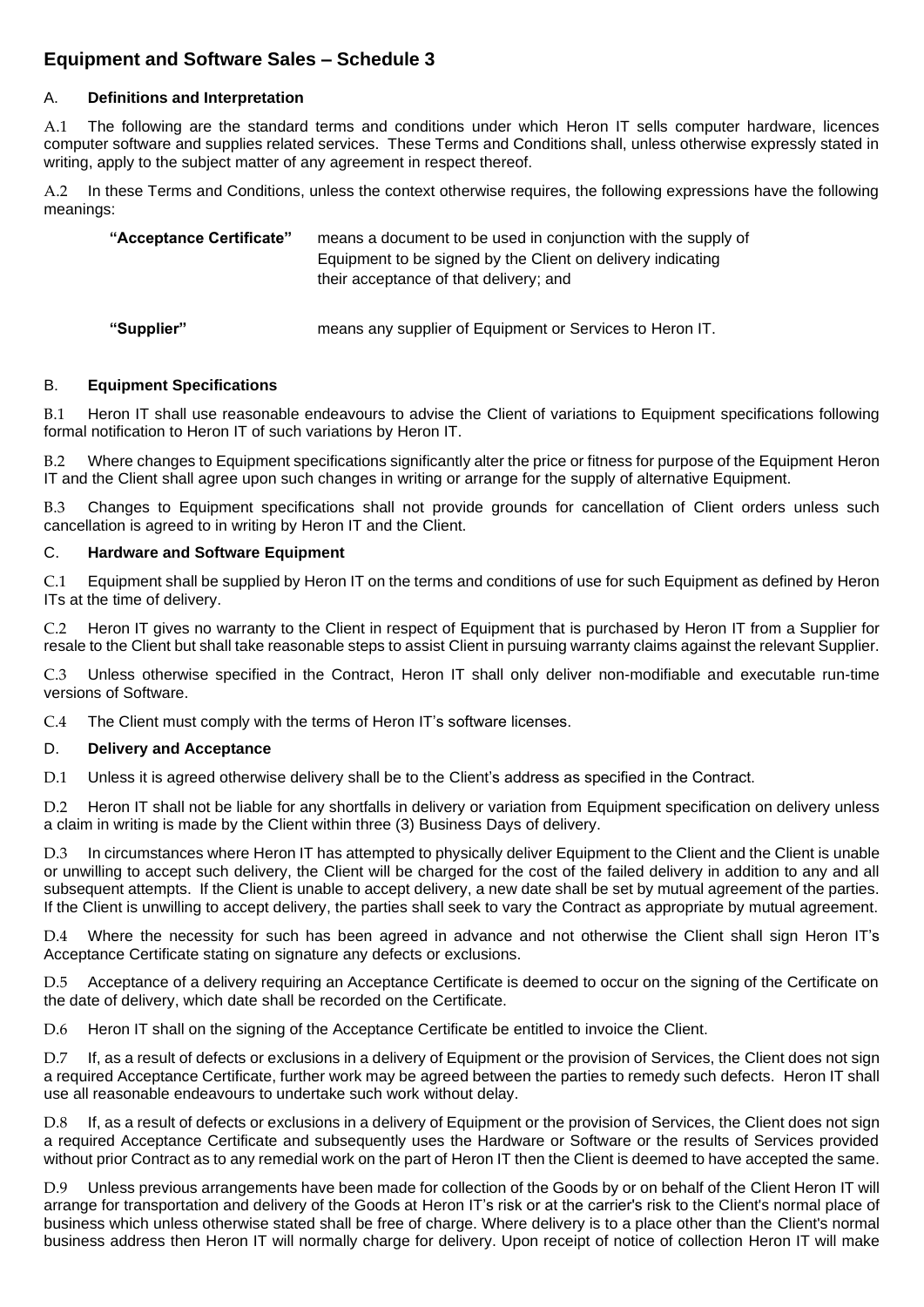## Equipment and Software Sales – Schedule 3

### A. Definitions and Interpretation

A.1 The following are the standard terms and conditions under which Heron IT sells computer hardware, licences computer software and supplies related services. These Terms and Conditions shall, unless otherwise expressly stated in writing, apply to the subject matter of any agreement in respect thereof.

A.2 In these Terms and Conditions, unless the context otherwise requires, the following expressions have the following meanings:

| | |
|---|---|
| **"Acceptance Certificate"** | means a document to be used in conjunction with the supply of Equipment to be signed by the Client on delivery indicating their acceptance of that delivery; and |
| **"Supplier"** | means any supplier of Equipment or Services to Heron IT. |

### B. Equipment Specifications

B.1 Heron IT shall use reasonable endeavours to advise the Client of variations to Equipment specifications following formal notification to Heron IT of such variations by Heron IT.

B.2 Where changes to Equipment specifications significantly alter the price or fitness for purpose of the Equipment Heron IT and the Client shall agree upon such changes in writing or arrange for the supply of alternative Equipment.

B.3 Changes to Equipment specifications shall not provide grounds for cancellation of Client orders unless such cancellation is agreed to in writing by Heron IT and the Client.

### C. Hardware and Software Equipment

C.1 Equipment shall be supplied by Heron IT on the terms and conditions of use for such Equipment as defined by Heron ITs at the time of delivery.

C.2 Heron IT gives no warranty to the Client in respect of Equipment that is purchased by Heron IT from a Supplier for resale to the Client but shall take reasonable steps to assist Client in pursuing warranty claims against the relevant Supplier.

C.3 Unless otherwise specified in the Contract, Heron IT shall only deliver non-modifiable and executable run-time versions of Software.

C.4 The Client must comply with the terms of Heron IT's software licenses.

### D. Delivery and Acceptance

D.1 Unless it is agreed otherwise delivery shall be to the Client's address as specified in the Contract.

D.2 Heron IT shall not be liable for any shortfalls in delivery or variation from Equipment specification on delivery unless a claim in writing is made by the Client within three (3) Business Days of delivery.

D.3 In circumstances where Heron IT has attempted to physically deliver Equipment to the Client and the Client is unable or unwilling to accept such delivery, the Client will be charged for the cost of the failed delivery in addition to any and all subsequent attempts. If the Client is unable to accept delivery, a new date shall be set by mutual agreement of the parties. If the Client is unwilling to accept delivery, the parties shall seek to vary the Contract as appropriate by mutual agreement.

D.4 Where the necessity for such has been agreed in advance and not otherwise the Client shall sign Heron IT's Acceptance Certificate stating on signature any defects or exclusions.

D.5 Acceptance of a delivery requiring an Acceptance Certificate is deemed to occur on the signing of the Certificate on the date of delivery, which date shall be recorded on the Certificate.

D.6 Heron IT shall on the signing of the Acceptance Certificate be entitled to invoice the Client.

D.7 If, as a result of defects or exclusions in a delivery of Equipment or the provision of Services, the Client does not sign a required Acceptance Certificate, further work may be agreed between the parties to remedy such defects. Heron IT shall use all reasonable endeavours to undertake such work without delay.

D.8 If, as a result of defects or exclusions in a delivery of Equipment or the provision of Services, the Client does not sign a required Acceptance Certificate and subsequently uses the Hardware or Software or the results of Services provided without prior Contract as to any remedial work on the part of Heron IT then the Client is deemed to have accepted the same.

D.9 Unless previous arrangements have been made for collection of the Goods by or on behalf of the Client Heron IT will arrange for transportation and delivery of the Goods at Heron IT's risk or at the carrier's risk to the Client's normal place of business which unless otherwise stated shall be free of charge. Where delivery is to a place other than the Client's normal business address then Heron IT will normally charge for delivery. Upon receipt of notice of collection Heron IT will make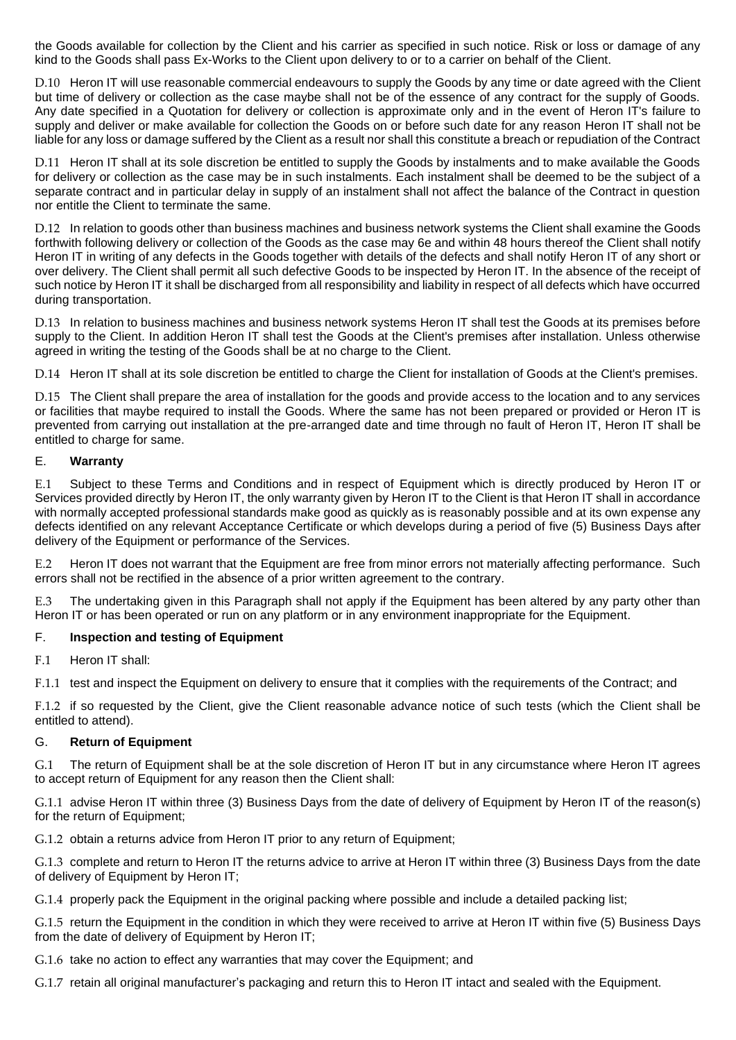the Goods available for collection by the Client and his carrier as specified in such notice. Risk or loss or damage of any kind to the Goods shall pass Ex-Works to the Client upon delivery to or to a carrier on behalf of the Client.

D.10 Heron IT will use reasonable commercial endeavours to supply the Goods by any time or date agreed with the Client but time of delivery or collection as the case maybe shall not be of the essence of any contract for the supply of Goods. Any date specified in a Quotation for delivery or collection is approximate only and in the event of Heron IT's failure to supply and deliver or make available for collection the Goods on or before such date for any reason Heron IT shall not be liable for any loss or damage suffered by the Client as a result nor shall this constitute a breach or repudiation of the Contract

D.11 Heron IT shall at its sole discretion be entitled to supply the Goods by instalments and to make available the Goods for delivery or collection as the case may be in such instalments. Each instalment shall be deemed to be the subject of a separate contract and in particular delay in supply of an instalment shall not affect the balance of the Contract in question nor entitle the Client to terminate the same.

D.12 In relation to goods other than business machines and business network systems the Client shall examine the Goods forthwith following delivery or collection of the Goods as the case may 6e and within 48 hours thereof the Client shall notify Heron IT in writing of any defects in the Goods together with details of the defects and shall notify Heron IT of any short or over delivery. The Client shall permit all such defective Goods to be inspected by Heron IT. In the absence of the receipt of such notice by Heron IT it shall be discharged from all responsibility and liability in respect of all defects which have occurred during transportation.

D.13 In relation to business machines and business network systems Heron IT shall test the Goods at its premises before supply to the Client. In addition Heron IT shall test the Goods at the Client's premises after installation. Unless otherwise agreed in writing the testing of the Goods shall be at no charge to the Client.

D.14 Heron IT shall at its sole discretion be entitled to charge the Client for installation of Goods at the Client's premises.

D.15 The Client shall prepare the area of installation for the goods and provide access to the location and to any services or facilities that maybe required to install the Goods. Where the same has not been prepared or provided or Heron IT is prevented from carrying out installation at the pre-arranged date and time through no fault of Heron IT, Heron IT shall be entitled to charge for same.

## E. **Warranty**

E.1 Subject to these Terms and Conditions and in respect of Equipment which is directly produced by Heron IT or Services provided directly by Heron IT, the only warranty given by Heron IT to the Client is that Heron IT shall in accordance with normally accepted professional standards make good as quickly as is reasonably possible and at its own expense any defects identified on any relevant Acceptance Certificate or which develops during a period of five (5) Business Days after delivery of the Equipment or performance of the Services.

E.2 Heron IT does not warrant that the Equipment are free from minor errors not materially affecting performance. Such errors shall not be rectified in the absence of a prior written agreement to the contrary.

E.3 The undertaking given in this Paragraph shall not apply if the Equipment has been altered by any party other than Heron IT or has been operated or run on any platform or in any environment inappropriate for the Equipment.

## F. **Inspection and testing of Equipment**

F.1 Heron IT shall:

F.1.1 test and inspect the Equipment on delivery to ensure that it complies with the requirements of the Contract; and

F.1.2 if so requested by the Client, give the Client reasonable advance notice of such tests (which the Client shall be entitled to attend).

## G. **Return of Equipment**

G.1 The return of Equipment shall be at the sole discretion of Heron IT but in any circumstance where Heron IT agrees to accept return of Equipment for any reason then the Client shall:

G.1.1 advise Heron IT within three (3) Business Days from the date of delivery of Equipment by Heron IT of the reason(s) for the return of Equipment;

G.1.2 obtain a returns advice from Heron IT prior to any return of Equipment;

G.1.3 complete and return to Heron IT the returns advice to arrive at Heron IT within three (3) Business Days from the date of delivery of Equipment by Heron IT;

G.1.4 properly pack the Equipment in the original packing where possible and include a detailed packing list;

G.1.5 return the Equipment in the condition in which they were received to arrive at Heron IT within five (5) Business Days from the date of delivery of Equipment by Heron IT;

G.1.6 take no action to effect any warranties that may cover the Equipment; and

G.1.7 retain all original manufacturer's packaging and return this to Heron IT intact and sealed with the Equipment.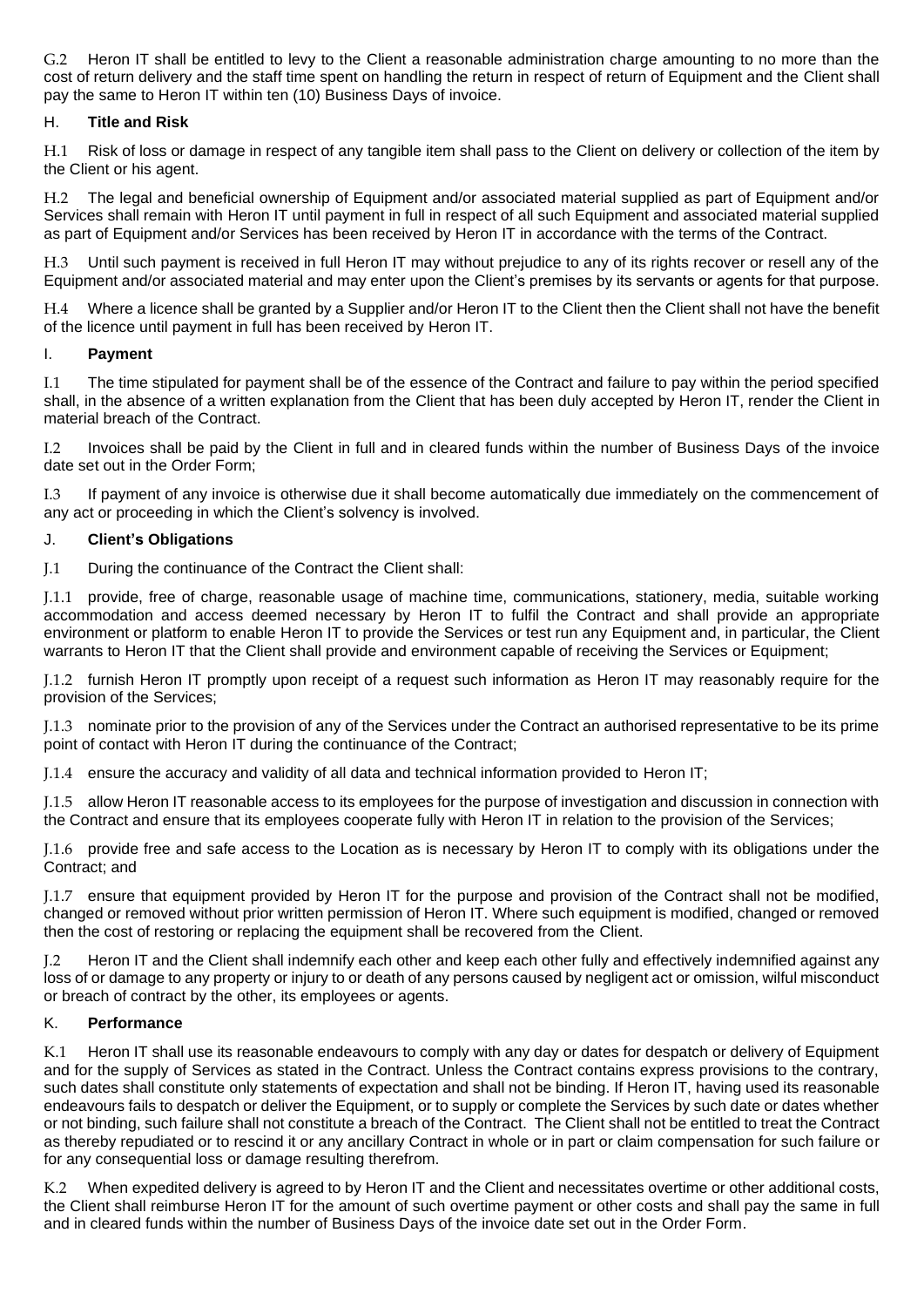G.2 Heron IT shall be entitled to levy to the Client a reasonable administration charge amounting to no more than the cost of return delivery and the staff time spent on handling the return in respect of return of Equipment and the Client shall pay the same to Heron IT within ten (10) Business Days of invoice.

## H. **Title and Risk**

H.1 Risk of loss or damage in respect of any tangible item shall pass to the Client on delivery or collection of the item by the Client or his agent.

H.2 The legal and beneficial ownership of Equipment and/or associated material supplied as part of Equipment and/or Services shall remain with Heron IT until payment in full in respect of all such Equipment and associated material supplied as part of Equipment and/or Services has been received by Heron IT in accordance with the terms of the Contract.

H.3 Until such payment is received in full Heron IT may without prejudice to any of its rights recover or resell any of the Equipment and/or associated material and may enter upon the Client's premises by its servants or agents for that purpose.

H.4 Where a licence shall be granted by a Supplier and/or Heron IT to the Client then the Client shall not have the benefit of the licence until payment in full has been received by Heron IT.

## I. **Payment**

I.1 The time stipulated for payment shall be of the essence of the Contract and failure to pay within the period specified shall, in the absence of a written explanation from the Client that has been duly accepted by Heron IT, render the Client in material breach of the Contract.

I.2 Invoices shall be paid by the Client in full and in cleared funds within the number of Business Days of the invoice date set out in the Order Form;

I.3 If payment of any invoice is otherwise due it shall become automatically due immediately on the commencement of any act or proceeding in which the Client's solvency is involved.

## J. **Client's Obligations**

J.1 During the continuance of the Contract the Client shall:

J.1.1 provide, free of charge, reasonable usage of machine time, communications, stationery, media, suitable working accommodation and access deemed necessary by Heron IT to fulfil the Contract and shall provide an appropriate environment or platform to enable Heron IT to provide the Services or test run any Equipment and, in particular, the Client warrants to Heron IT that the Client shall provide and environment capable of receiving the Services or Equipment;

J.1.2 furnish Heron IT promptly upon receipt of a request such information as Heron IT may reasonably require for the provision of the Services;

J.1.3 nominate prior to the provision of any of the Services under the Contract an authorised representative to be its prime point of contact with Heron IT during the continuance of the Contract;

J.1.4 ensure the accuracy and validity of all data and technical information provided to Heron IT;

J.1.5 allow Heron IT reasonable access to its employees for the purpose of investigation and discussion in connection with the Contract and ensure that its employees cooperate fully with Heron IT in relation to the provision of the Services;

J.1.6 provide free and safe access to the Location as is necessary by Heron IT to comply with its obligations under the Contract; and

J.1.7 ensure that equipment provided by Heron IT for the purpose and provision of the Contract shall not be modified, changed or removed without prior written permission of Heron IT. Where such equipment is modified, changed or removed then the cost of restoring or replacing the equipment shall be recovered from the Client.

J.2 Heron IT and the Client shall indemnify each other and keep each other fully and effectively indemnified against any loss of or damage to any property or injury to or death of any persons caused by negligent act or omission, wilful misconduct or breach of contract by the other, its employees or agents.

## K. **Performance**

K.1 Heron IT shall use its reasonable endeavours to comply with any day or dates for despatch or delivery of Equipment and for the supply of Services as stated in the Contract. Unless the Contract contains express provisions to the contrary, such dates shall constitute only statements of expectation and shall not be binding. If Heron IT, having used its reasonable endeavours fails to despatch or deliver the Equipment, or to supply or complete the Services by such date or dates whether or not binding, such failure shall not constitute a breach of the Contract. The Client shall not be entitled to treat the Contract as thereby repudiated or to rescind it or any ancillary Contract in whole or in part or claim compensation for such failure or for any consequential loss or damage resulting therefrom.

K.2 When expedited delivery is agreed to by Heron IT and the Client and necessitates overtime or other additional costs, the Client shall reimburse Heron IT for the amount of such overtime payment or other costs and shall pay the same in full and in cleared funds within the number of Business Days of the invoice date set out in the Order Form.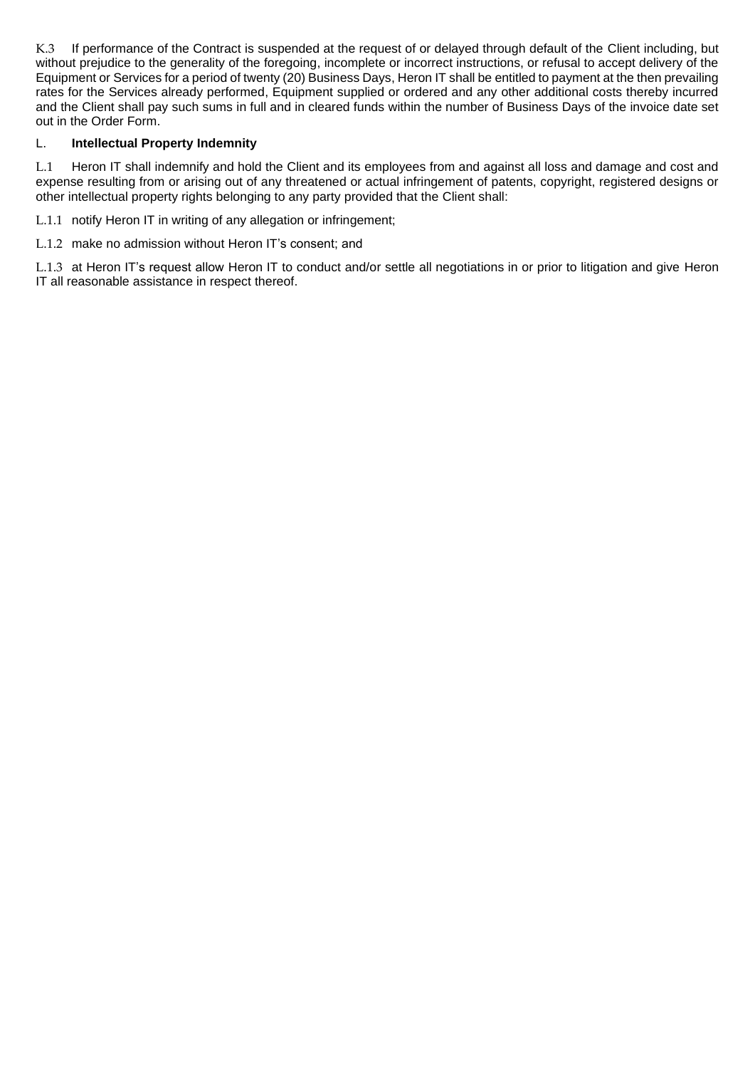K.3 If performance of the Contract is suspended at the request of or delayed through default of the Client including, but without prejudice to the generality of the foregoing, incomplete or incorrect instructions, or refusal to accept delivery of the Equipment or Services for a period of twenty (20) Business Days, Heron IT shall be entitled to payment at the then prevailing rates for the Services already performed, Equipment supplied or ordered and any other additional costs thereby incurred and the Client shall pay such sums in full and in cleared funds within the number of Business Days of the invoice date set out in the Order Form.

## L. Intellectual Property Indemnity

L.1 Heron IT shall indemnify and hold the Client and its employees from and against all loss and damage and cost and expense resulting from or arising out of any threatened or actual infringement of patents, copyright, registered designs or other intellectual property rights belonging to any party provided that the Client shall:

L.1.1 notify Heron IT in writing of any allegation or infringement;

L.1.2 make no admission without Heron IT's consent; and

L.1.3 at Heron IT's request allow Heron IT to conduct and/or settle all negotiations in or prior to litigation and give Heron IT all reasonable assistance in respect thereof.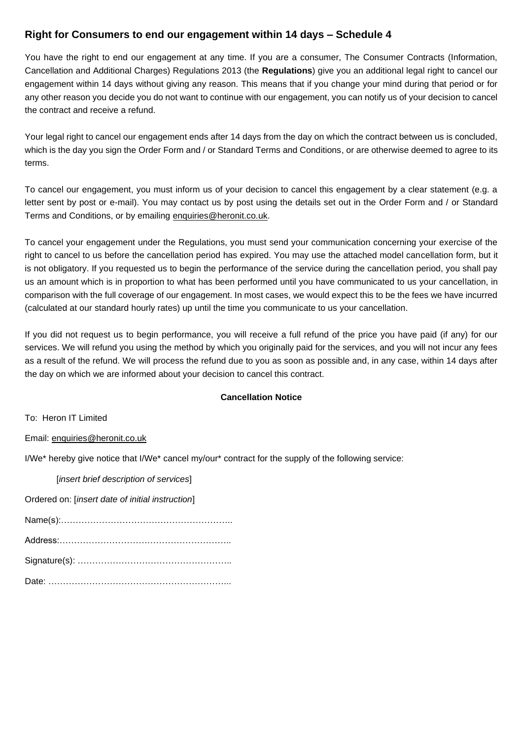## Right for Consumers to end our engagement within 14 days – Schedule 4

You have the right to end our engagement at any time. If you are a consumer, The Consumer Contracts (Information, Cancellation and Additional Charges) Regulations 2013 (the **Regulations**) give you an additional legal right to cancel our engagement within 14 days without giving any reason. This means that if you change your mind during that period or for any other reason you decide you do not want to continue with our engagement, you can notify us of your decision to cancel the contract and receive a refund.

Your legal right to cancel our engagement ends after 14 days from the day on which the contract between us is concluded, which is the day you sign the Order Form and / or Standard Terms and Conditions, or are otherwise deemed to agree to its terms.

To cancel our engagement, you must inform us of your decision to cancel this engagement by a clear statement (e.g. a letter sent by post or e-mail). You may contact us by post using the details set out in the Order Form and / or Standard Terms and Conditions, or by emailing enquiries@heronit.co.uk.

To cancel your engagement under the Regulations, you must send your communication concerning your exercise of the right to cancel to us before the cancellation period has expired. You may use the attached model cancellation form, but it is not obligatory. If you requested us to begin the performance of the service during the cancellation period, you shall pay us an amount which is in proportion to what has been performed until you have communicated to us your cancellation, in comparison with the full coverage of our engagement. In most cases, we would expect this to be the fees we have incurred (calculated at our standard hourly rates) up until the time you communicate to us your cancellation.

If you did not request us to begin performance, you will receive a full refund of the price you have paid (if any) for our services. We will refund you using the method by which you originally paid for the services, and you will not incur any fees as a result of the refund. We will process the refund due to you as soon as possible and, in any case, within 14 days after the day on which we are informed about your decision to cancel this contract.

**Cancellation Notice**

To: Heron IT Limited

Email: enquiries@heronit.co.uk

I/We* hereby give notice that I/We* cancel my/our* contract for the supply of the following service:

[*insert brief description of services*]

Ordered on: [*insert date of initial instruction*]

Name(s):…………………………………………………..

Address:…………………………………………………..

Signature(s): ……………………………………………..

Date: ……………………………………………………...